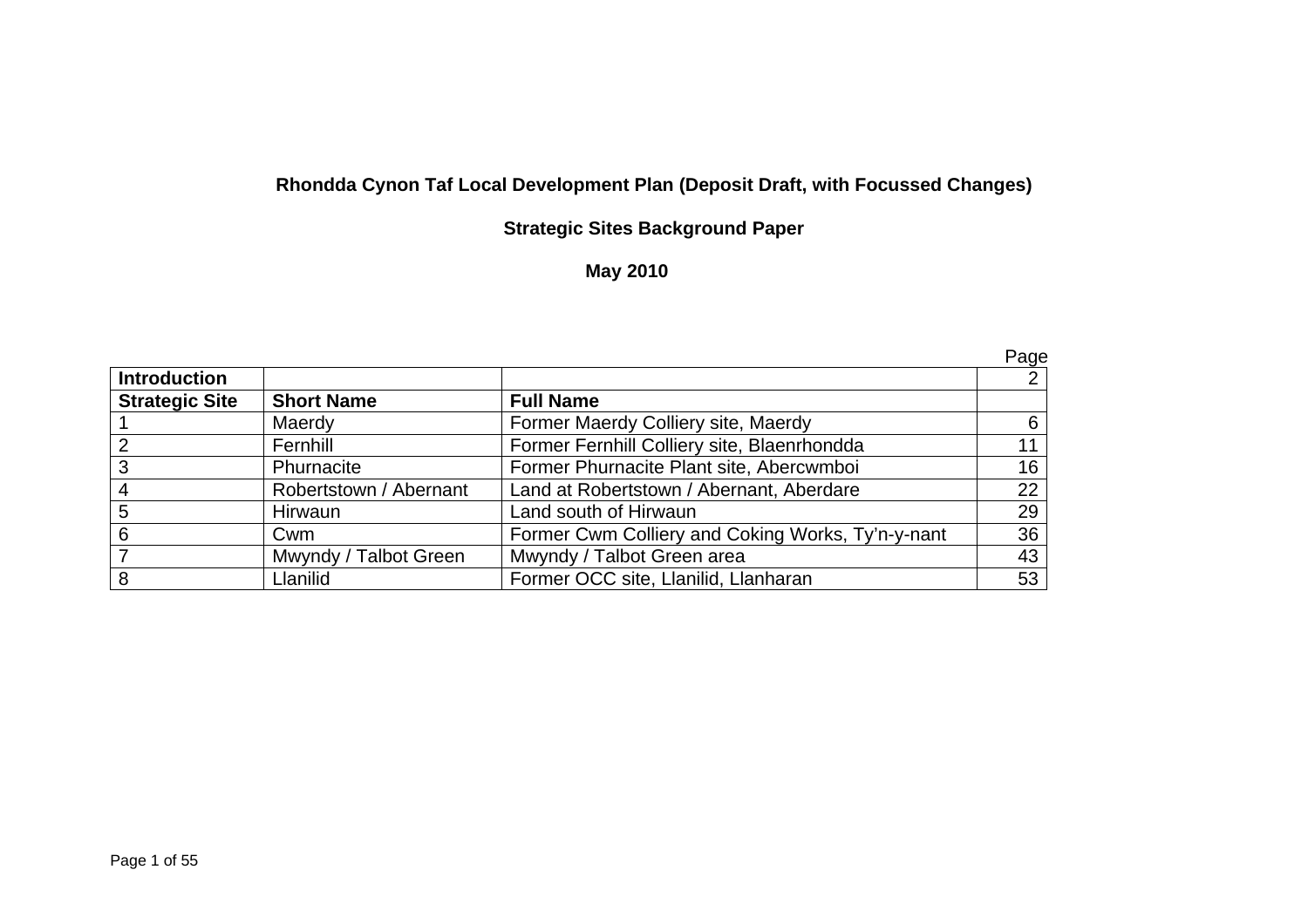**Rhondda Cynon Taf Local Development Plan (Deposit Draft, with Focussed Changes)**

**Strategic Sites Background Paper**

**May 2010**

| | | | Page |
|---|---|---|---|
| **Introduction** | | | 2 |
| **Strategic Site** | **Short Name** | **Full Name** | |
| 1 | Maerdy | Former Maerdy Colliery site, Maerdy | 6 |
| 2 | Fernhill | Former Fernhill Colliery site, Blaenrhondda | 11 |
| 3 | Phurnacite | Former Phurnacite Plant site, Abercwmboi | 16 |
| 4 | Robertstown / Abernant | Land at Robertstown / Abernant, Aberdare | 22 |
| 5 | Hirwaun | Land south of Hirwaun | 29 |
| 6 | Cwm | Former Cwm Colliery and Coking Works, Ty'n-y-nant | 36 |
| 7 | Mwyndy / Talbot Green | Mwyndy / Talbot Green area | 43 |
| 8 | Llanilid | Former OCC site, Llanilid, Llanharan | 53 |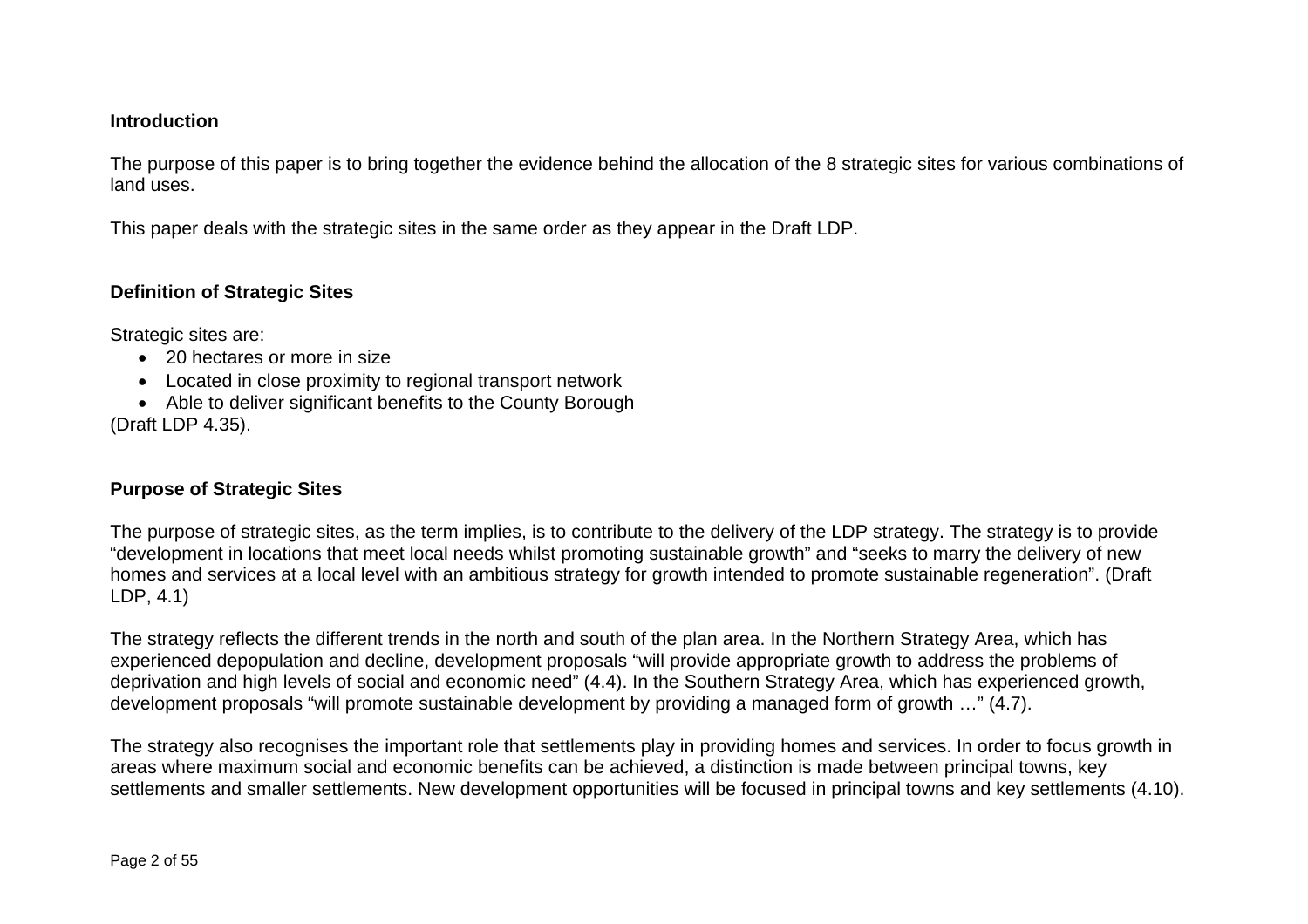## Introduction

The purpose of this paper is to bring together the evidence behind the allocation of the 8 strategic sites for various combinations of land uses.

This paper deals with the strategic sites in the same order as they appear in the Draft LDP.

## Definition of Strategic Sites

Strategic sites are:

- 20 hectares or more in size
- Located in close proximity to regional transport network
- Able to deliver significant benefits to the County Borough

(Draft LDP 4.35).

## Purpose of Strategic Sites

The purpose of strategic sites, as the term implies, is to contribute to the delivery of the LDP strategy. The strategy is to provide "development in locations that meet local needs whilst promoting sustainable growth" and "seeks to marry the delivery of new homes and services at a local level with an ambitious strategy for growth intended to promote sustainable regeneration". (Draft LDP, 4.1)

The strategy reflects the different trends in the north and south of the plan area. In the Northern Strategy Area, which has experienced depopulation and decline, development proposals "will provide appropriate growth to address the problems of deprivation and high levels of social and economic need" (4.4). In the Southern Strategy Area, which has experienced growth, development proposals "will promote sustainable development by providing a managed form of growth …" (4.7).

The strategy also recognises the important role that settlements play in providing homes and services. In order to focus growth in areas where maximum social and economic benefits can be achieved, a distinction is made between principal towns, key settlements and smaller settlements. New development opportunities will be focused in principal towns and key settlements (4.10).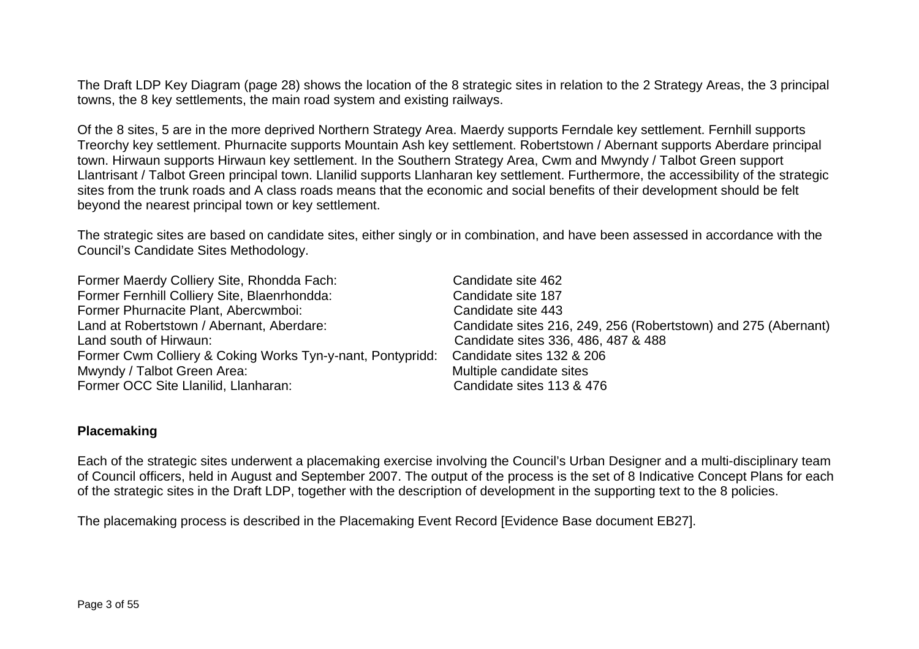The Draft LDP Key Diagram (page 28) shows the location of the 8 strategic sites in relation to the 2 Strategy Areas, the 3 principal towns, the 8 key settlements, the main road system and existing railways.

Of the 8 sites, 5 are in the more deprived Northern Strategy Area. Maerdy supports Ferndale key settlement. Fernhill supports Treorchy key settlement. Phurnacite supports Mountain Ash key settlement. Robertstown / Abernant supports Aberdare principal town. Hirwaun supports Hirwaun key settlement. In the Southern Strategy Area, Cwm and Mwyndy / Talbot Green support Llantrisant / Talbot Green principal town. Llanilid supports Llanharan key settlement. Furthermore, the accessibility of the strategic sites from the trunk roads and A class roads means that the economic and social benefits of their development should be felt beyond the nearest principal town or key settlement.

The strategic sites are based on candidate sites, either singly or in combination, and have been assessed in accordance with the Council's Candidate Sites Methodology.

| | |
|---|---|
| Former Maerdy Colliery Site, Rhondda Fach: | Candidate site 462 |
| Former Fernhill Colliery Site, Blaenrhondda: | Candidate site 187 |
| Former Phurnacite Plant, Abercwmboi: | Candidate site 443 |
| Land at Robertstown / Abernant, Aberdare: | Candidate sites 216, 249, 256 (Robertstown) and 275 (Abernant) |
| Land south of Hirwaun: | Candidate sites 336, 486, 487 & 488 |
| Former Cwm Colliery & Coking Works Tyn-y-nant, Pontypridd: | Candidate sites 132 & 206 |
| Mwyndy / Talbot Green Area: | Multiple candidate sites |
| Former OCC Site Llanilid, Llanharan: | Candidate sites 113 & 476 |

**Placemaking**

Each of the strategic sites underwent a placemaking exercise involving the Council's Urban Designer and a multi-disciplinary team of Council officers, held in August and September 2007. The output of the process is the set of 8 Indicative Concept Plans for each of the strategic sites in the Draft LDP, together with the description of development in the supporting text to the 8 policies.

The placemaking process is described in the Placemaking Event Record [Evidence Base document EB27].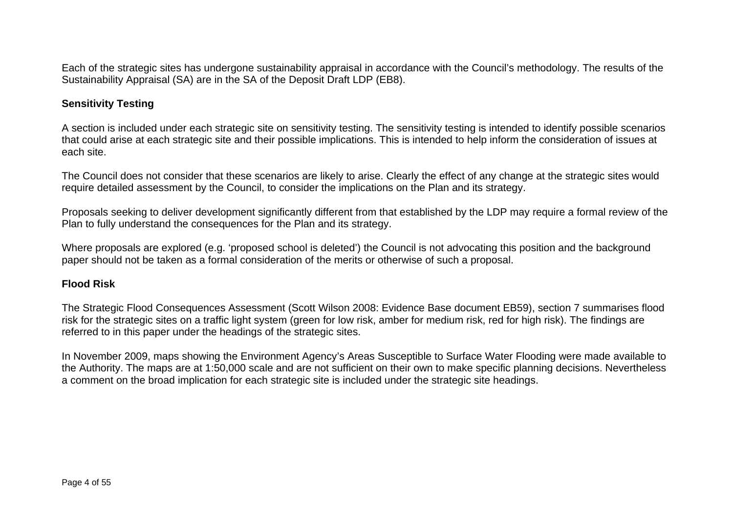Each of the strategic sites has undergone sustainability appraisal in accordance with the Council's methodology. The results of the Sustainability Appraisal (SA) are in the SA of the Deposit Draft LDP (EB8).

**Sensitivity Testing**

A section is included under each strategic site on sensitivity testing. The sensitivity testing is intended to identify possible scenarios that could arise at each strategic site and their possible implications. This is intended to help inform the consideration of issues at each site.

The Council does not consider that these scenarios are likely to arise. Clearly the effect of any change at the strategic sites would require detailed assessment by the Council, to consider the implications on the Plan and its strategy.

Proposals seeking to deliver development significantly different from that established by the LDP may require a formal review of the Plan to fully understand the consequences for the Plan and its strategy.

Where proposals are explored (e.g. 'proposed school is deleted') the Council is not advocating this position and the background paper should not be taken as a formal consideration of the merits or otherwise of such a proposal.

**Flood Risk**

The Strategic Flood Consequences Assessment (Scott Wilson 2008: Evidence Base document EB59), section 7 summarises flood risk for the strategic sites on a traffic light system (green for low risk, amber for medium risk, red for high risk). The findings are referred to in this paper under the headings of the strategic sites.

In November 2009, maps showing the Environment Agency's Areas Susceptible to Surface Water Flooding were made available to the Authority. The maps are at 1:50,000 scale and are not sufficient on their own to make specific planning decisions. Nevertheless a comment on the broad implication for each strategic site is included under the strategic site headings.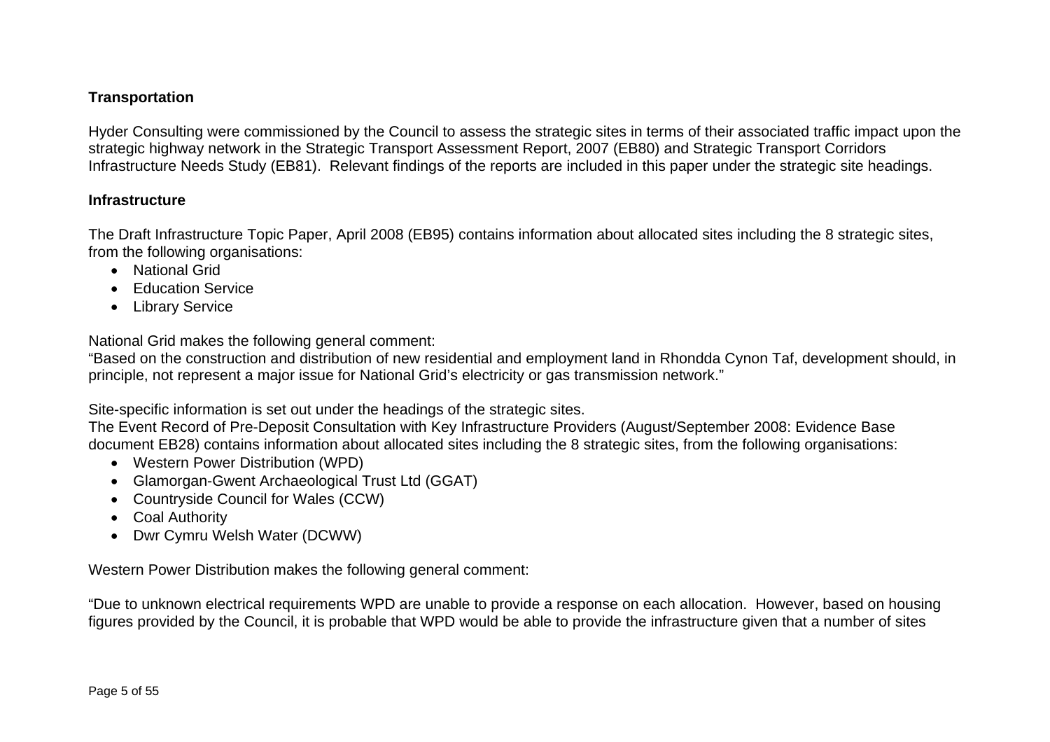**Transportation**

Hyder Consulting were commissioned by the Council to assess the strategic sites in terms of their associated traffic impact upon the strategic highway network in the Strategic Transport Assessment Report, 2007 (EB80) and Strategic Transport Corridors Infrastructure Needs Study (EB81). Relevant findings of the reports are included in this paper under the strategic site headings.

**Infrastructure**

The Draft Infrastructure Topic Paper, April 2008 (EB95) contains information about allocated sites including the 8 strategic sites, from the following organisations:

- National Grid
- Education Service
- Library Service

National Grid makes the following general comment:
"Based on the construction and distribution of new residential and employment land in Rhondda Cynon Taf, development should, in principle, not represent a major issue for National Grid's electricity or gas transmission network."

Site-specific information is set out under the headings of the strategic sites.
The Event Record of Pre-Deposit Consultation with Key Infrastructure Providers (August/September 2008: Evidence Base document EB28) contains information about allocated sites including the 8 strategic sites, from the following organisations:

- Western Power Distribution (WPD)
- Glamorgan-Gwent Archaeological Trust Ltd (GGAT)
- Countryside Council for Wales (CCW)
- Coal Authority
- Dwr Cymru Welsh Water (DCWW)

Western Power Distribution makes the following general comment:

"Due to unknown electrical requirements WPD are unable to provide a response on each allocation. However, based on housing figures provided by the Council, it is probable that WPD would be able to provide the infrastructure given that a number of sites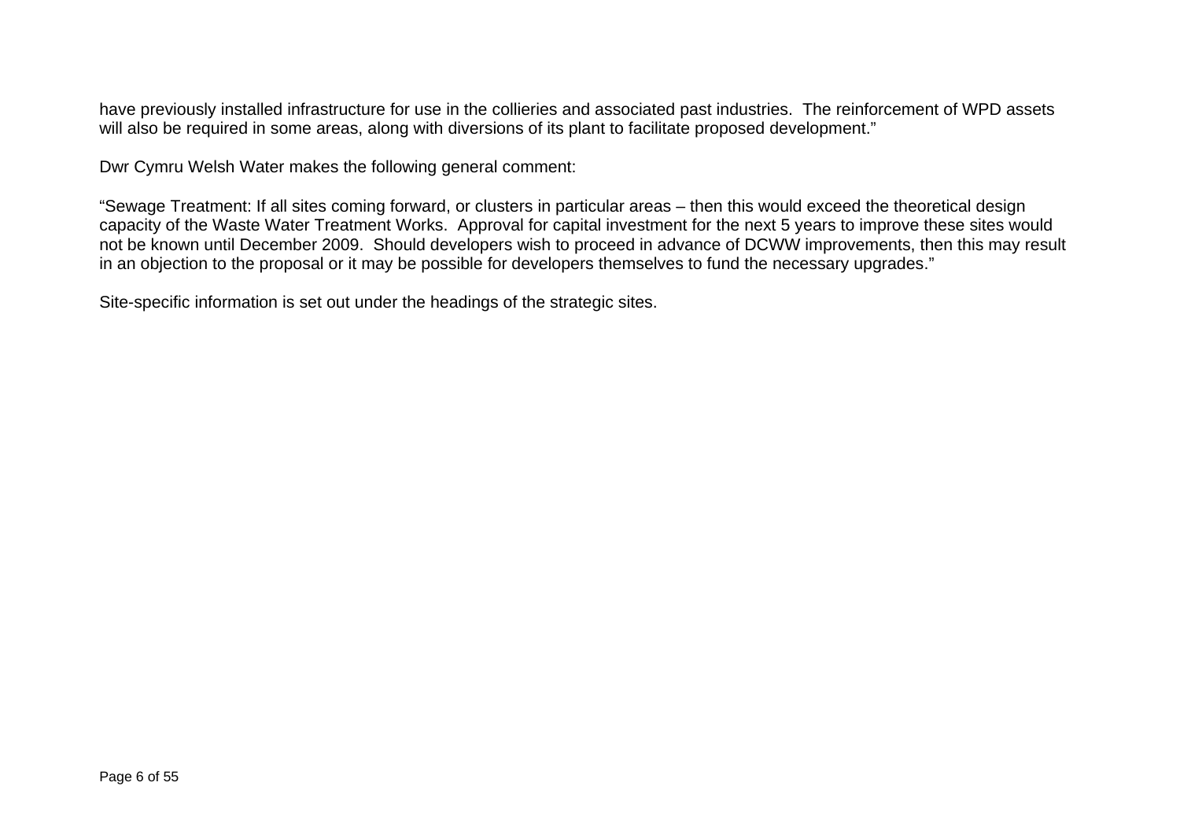have previously installed infrastructure for use in the collieries and associated past industries.  The reinforcement of WPD assets will also be required in some areas, along with diversions of its plant to facilitate proposed development."

Dwr Cymru Welsh Water makes the following general comment:

"Sewage Treatment: If all sites coming forward, or clusters in particular areas – then this would exceed the theoretical design capacity of the Waste Water Treatment Works.  Approval for capital investment for the next 5 years to improve these sites would not be known until December 2009.  Should developers wish to proceed in advance of DCWW improvements, then this may result in an objection to the proposal or it may be possible for developers themselves to fund the necessary upgrades."

Site-specific information is set out under the headings of the strategic sites.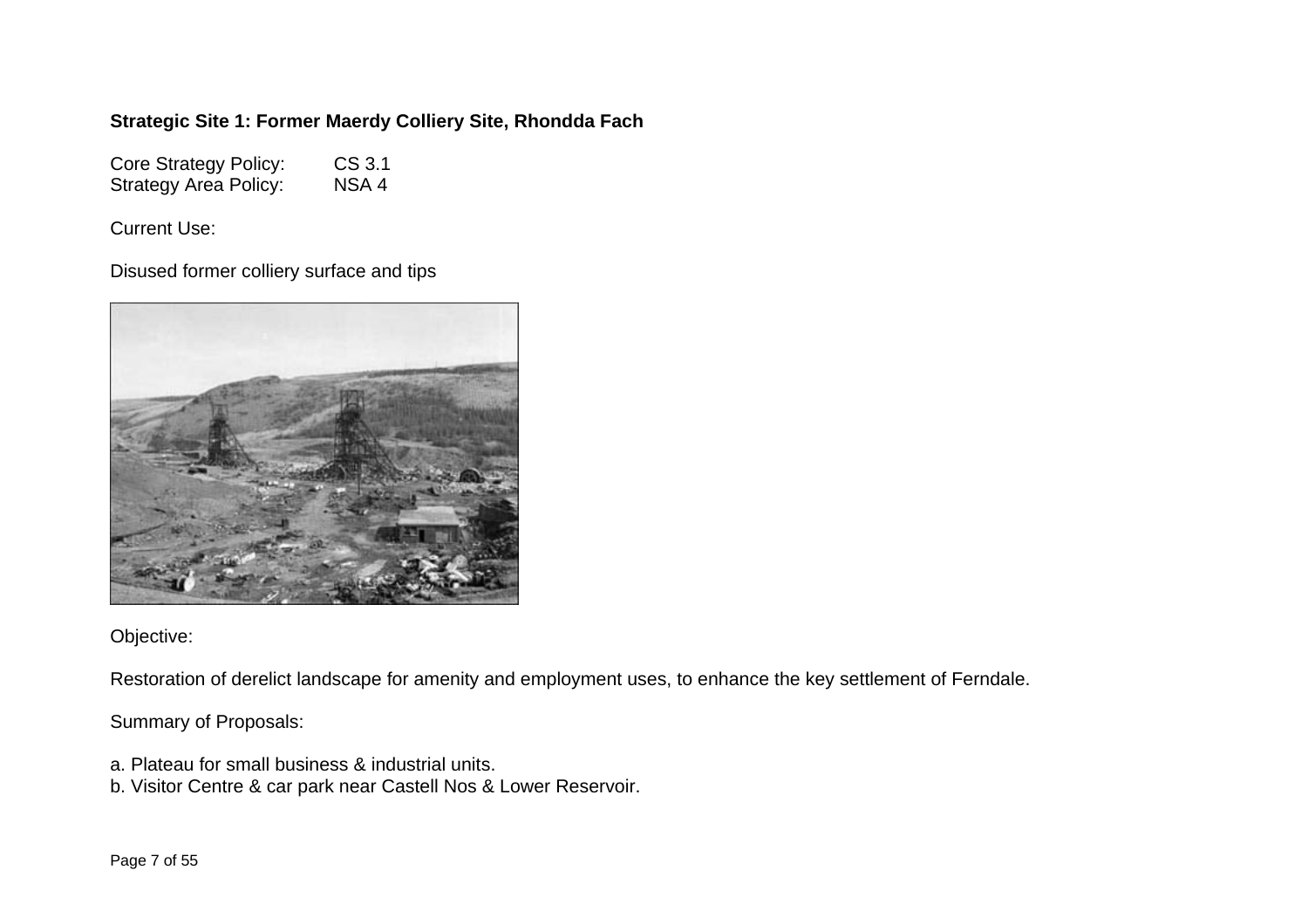**Strategic Site 1: Former Maerdy Colliery Site, Rhondda Fach**

Core Strategy Policy: CS 3.1
Strategy Area Policy: NSA 4

Current Use:

Disused former colliery surface and tips

Objective:

Restoration of derelict landscape for amenity and employment uses, to enhance the key settlement of Ferndale.

Summary of Proposals:

a. Plateau for small business & industrial units.
b. Visitor Centre & car park near Castell Nos & Lower Reservoir.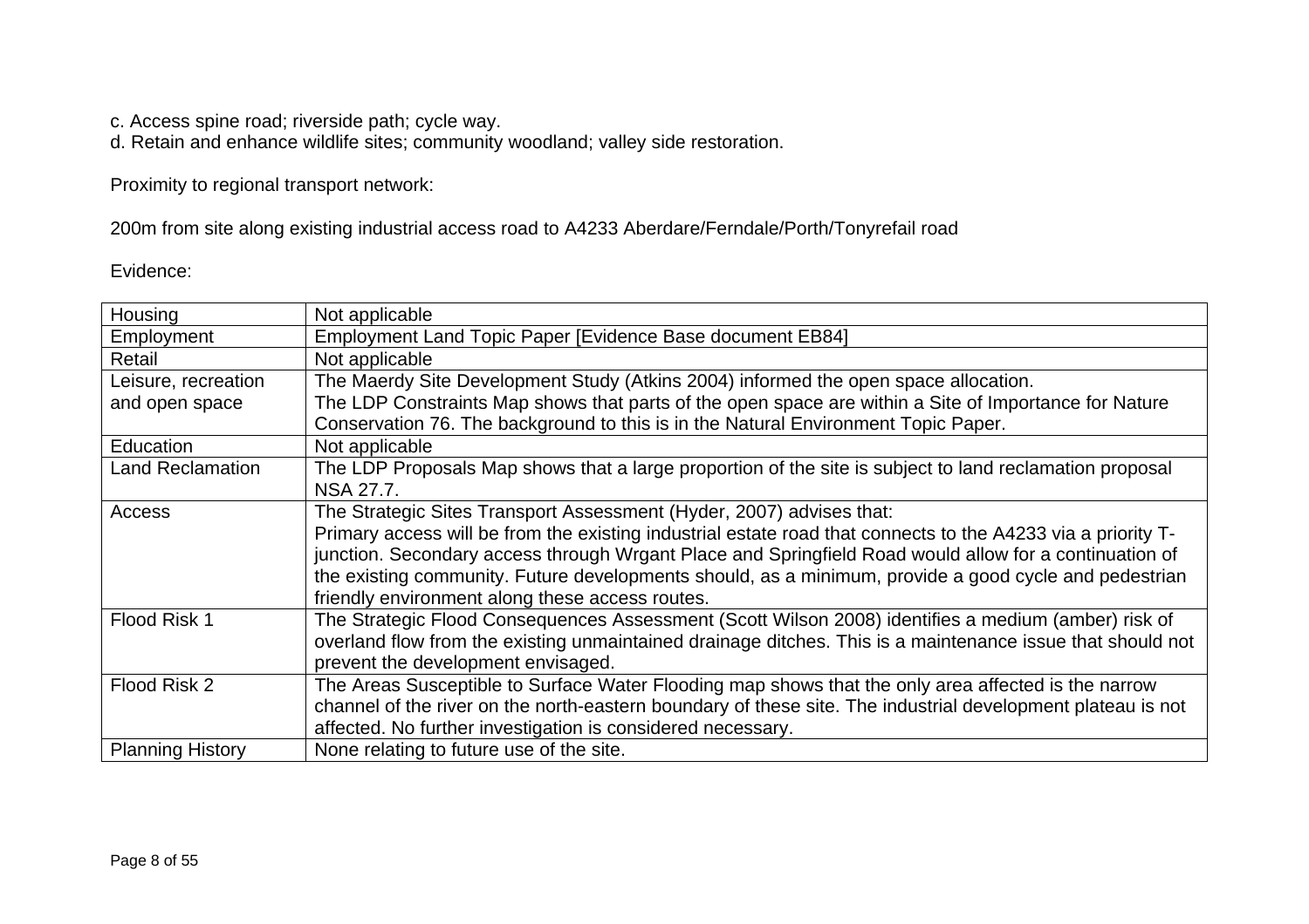c. Access spine road; riverside path; cycle way.
d. Retain and enhance wildlife sites; community woodland; valley side restoration.

Proximity to regional transport network:

200m from site along existing industrial access road to A4233 Aberdare/Ferndale/Porth/Tonyrefail road

Evidence:

| | |
|---|---|
| Housing | Not applicable |
| Employment | Employment Land Topic Paper [Evidence Base document EB84] |
| Retail | Not applicable |
| Leisure, recreation and open space | The Maerdy Site Development Study (Atkins 2004) informed the open space allocation.<br>The LDP Constraints Map shows that parts of the open space are within a Site of Importance for Nature Conservation 76. The background to this is in the Natural Environment Topic Paper. |
| Education | Not applicable |
| Land Reclamation | The LDP Proposals Map shows that a large proportion of the site is subject to land reclamation proposal NSA 27.7. |
| Access | The Strategic Sites Transport Assessment (Hyder, 2007) advises that:<br>Primary access will be from the existing industrial estate road that connects to the A4233 via a priority T-junction. Secondary access through Wrgant Place and Springfield Road would allow for a continuation of the existing community. Future developments should, as a minimum, provide a good cycle and pedestrian friendly environment along these access routes. |
| Flood Risk 1 | The Strategic Flood Consequences Assessment (Scott Wilson 2008) identifies a medium (amber) risk of overland flow from the existing unmaintained drainage ditches. This is a maintenance issue that should not prevent the development envisaged. |
| Flood Risk 2 | The Areas Susceptible to Surface Water Flooding map shows that the only area affected is the narrow channel of the river on the north-eastern boundary of these site. The industrial development plateau is not affected. No further investigation is considered necessary. |
| Planning History | None relating to future use of the site. |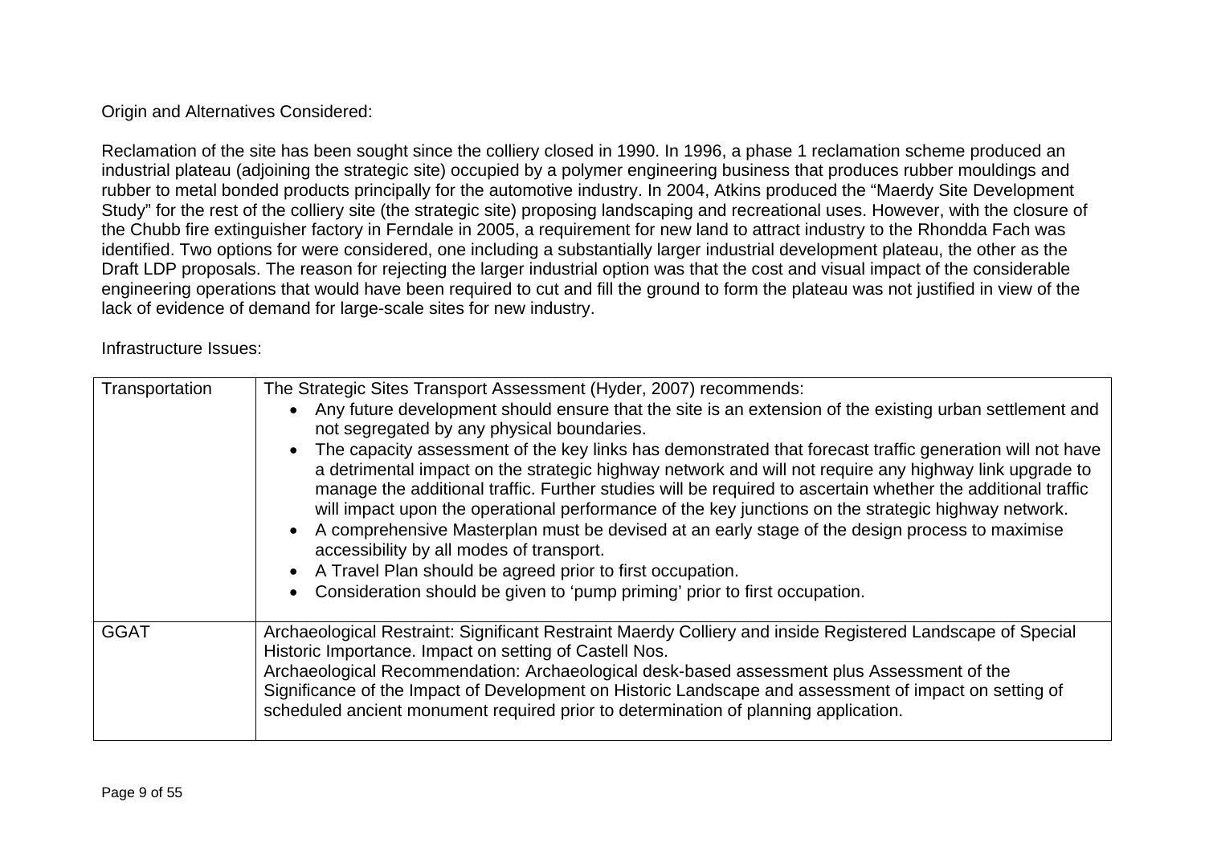Origin and Alternatives Considered:

Reclamation of the site has been sought since the colliery closed in 1990. In 1996, a phase 1 reclamation scheme produced an industrial plateau (adjoining the strategic site) occupied by a polymer engineering business that produces rubber mouldings and rubber to metal bonded products principally for the automotive industry. In 2004, Atkins produced the "Maerdy Site Development Study" for the rest of the colliery site (the strategic site) proposing landscaping and recreational uses. However, with the closure of the Chubb fire extinguisher factory in Ferndale in 2005, a requirement for new land to attract industry to the Rhondda Fach was identified. Two options for were considered, one including a substantially larger industrial development plateau, the other as the Draft LDP proposals. The reason for rejecting the larger industrial option was that the cost and visual impact of the considerable engineering operations that would have been required to cut and fill the ground to form the plateau was not justified in view of the lack of evidence of demand for large-scale sites for new industry.

Infrastructure Issues:

| | |
|---|---|
| Transportation | The Strategic Sites Transport Assessment (Hyder, 2007) recommends:<br>• Any future development should ensure that the site is an extension of the existing urban settlement and not segregated by any physical boundaries.<br>• The capacity assessment of the key links has demonstrated that forecast traffic generation will not have a detrimental impact on the strategic highway network and will not require any highway link upgrade to manage the additional traffic. Further studies will be required to ascertain whether the additional traffic will impact upon the operational performance of the key junctions on the strategic highway network.<br>• A comprehensive Masterplan must be devised at an early stage of the design process to maximise accessibility by all modes of transport.<br>• A Travel Plan should be agreed prior to first occupation.<br>• Consideration should be given to 'pump priming' prior to first occupation. |
| GGAT | Archaeological Restraint: Significant Restraint Maerdy Colliery and inside Registered Landscape of Special Historic Importance. Impact on setting of Castell Nos.<br>Archaeological Recommendation: Archaeological desk-based assessment plus Assessment of the Significance of the Impact of Development on Historic Landscape and assessment of impact on setting of scheduled ancient monument required prior to determination of planning application. |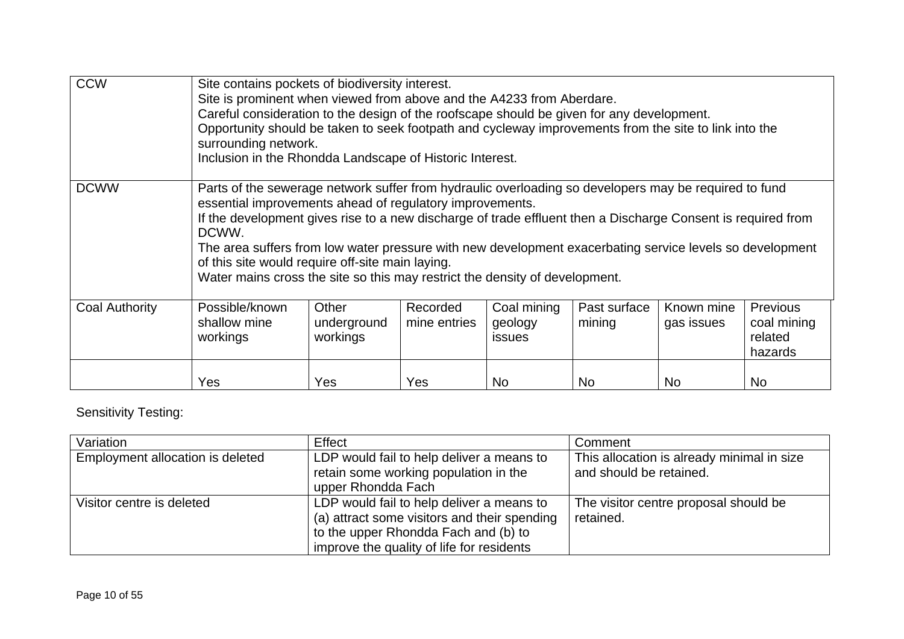| | | | | | | | |
|---|---|---|---|---|---|---|---|
| CCW | Site contains pockets of biodiversity interest.<br>Site is prominent when viewed from above and the A4233 from Aberdare.<br>Careful consideration to the design of the roofscape should be given for any development.<br>Opportunity should be taken to seek footpath and cycleway improvements from the site to link into the surrounding network.<br>Inclusion in the Rhondda Landscape of Historic Interest. | | | | | | |
| DCWW | Parts of the sewerage network suffer from hydraulic overloading so developers may be required to fund essential improvements ahead of regulatory improvements.<br>If the development gives rise to a new discharge of trade effluent then a Discharge Consent is required from DCWW.<br>The area suffers from low water pressure with new development exacerbating service levels so development of this site would require off-site main laying.<br>Water mains cross the site so this may restrict the density of development. | | | | | | |
| Coal Authority | Possible/known shallow mine workings | Other underground workings | Recorded mine entries | Coal mining geology issues | Past surface mining | Known mine gas issues | Previous coal mining related hazards |
| | Yes | Yes | Yes | No | No | No | No |

Sensitivity Testing:

| Variation | Effect | Comment |
|---|---|---|
| Employment allocation is deleted | LDP would fail to help deliver a means to retain some working population in the upper Rhondda Fach | This allocation is already minimal in size and should be retained. |
| Visitor centre is deleted | LDP would fail to help deliver a means to (a) attract some visitors and their spending to the upper Rhondda Fach and (b) to improve the quality of life for residents | The visitor centre proposal should be retained. |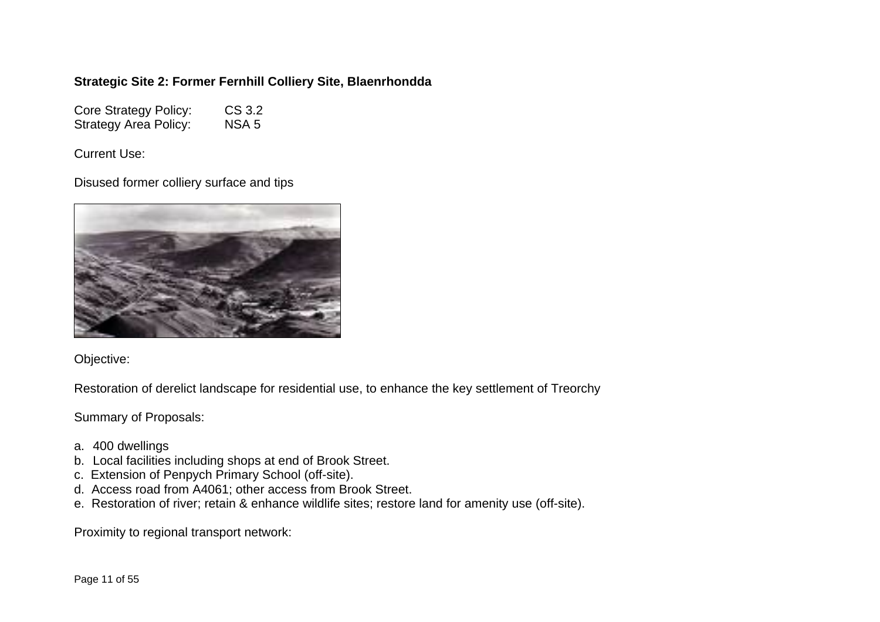**Strategic Site 2: Former Fernhill Colliery Site, Blaenrhondda**

Core Strategy Policy: CS 3.2
Strategy Area Policy: NSA 5

Current Use:

Disused former colliery surface and tips

Objective:

Restoration of derelict landscape for residential use, to enhance the key settlement of Treorchy

Summary of Proposals:

a. 400 dwellings
b. Local facilities including shops at end of Brook Street.
c. Extension of Penpych Primary School (off-site).
d. Access road from A4061; other access from Brook Street.
e. Restoration of river; retain & enhance wildlife sites; restore land for amenity use (off-site).

Proximity to regional transport network: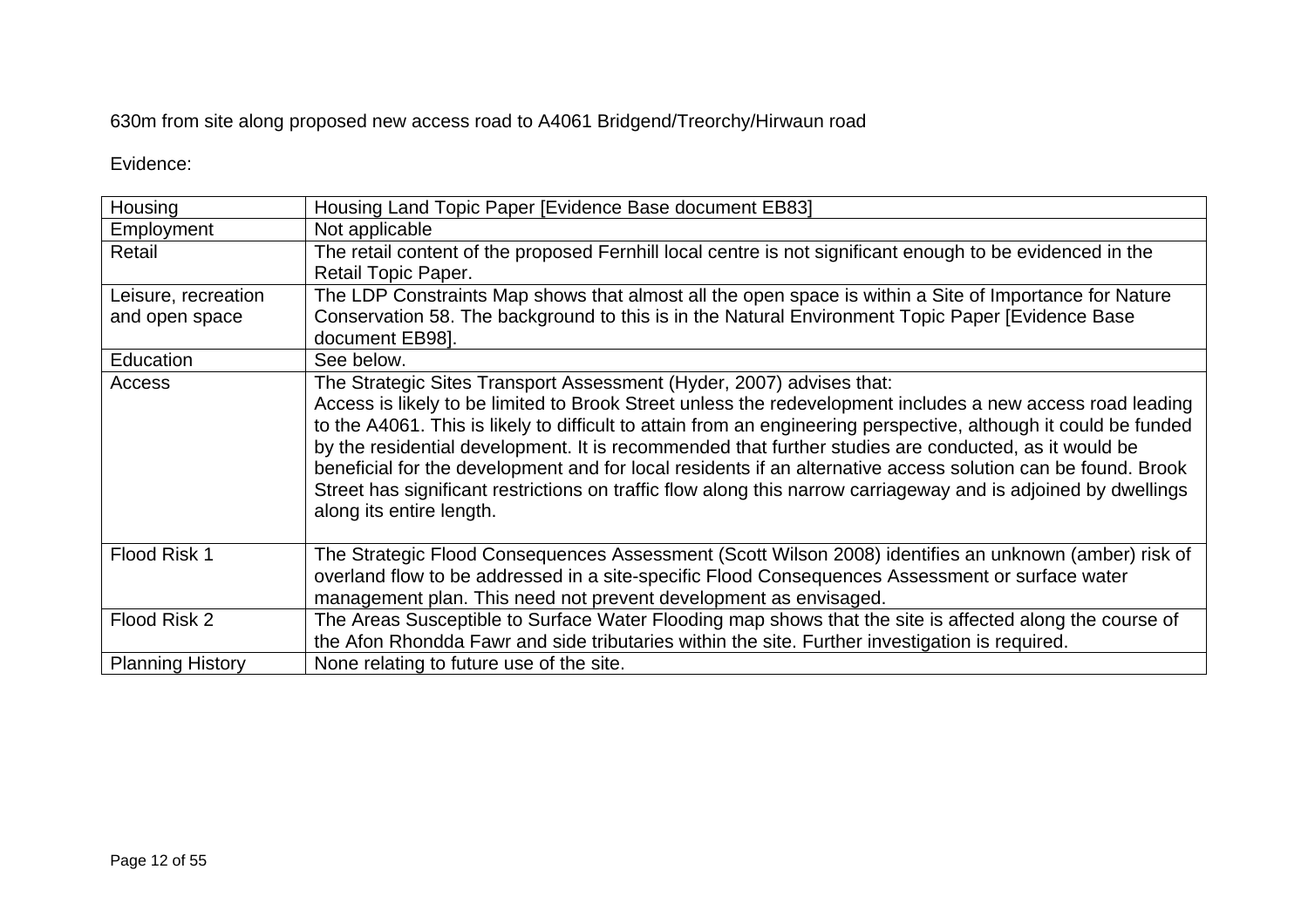630m from site along proposed new access road to A4061 Bridgend/Treorchy/Hirwaun road

Evidence:

| | |
|---|---|
| Housing | Housing Land Topic Paper [Evidence Base document EB83] |
| Employment | Not applicable |
| Retail | The retail content of the proposed Fernhill local centre is not significant enough to be evidenced in the Retail Topic Paper. |
| Leisure, recreation and open space | The LDP Constraints Map shows that almost all the open space is within a Site of Importance for Nature Conservation 58. The background to this is in the Natural Environment Topic Paper [Evidence Base document EB98]. |
| Education | See below. |
| Access | The Strategic Sites Transport Assessment (Hyder, 2007) advises that:<br>Access is likely to be limited to Brook Street unless the redevelopment includes a new access road leading to the A4061. This is likely to difficult to attain from an engineering perspective, although it could be funded by the residential development. It is recommended that further studies are conducted, as it would be beneficial for the development and for local residents if an alternative access solution can be found. Brook Street has significant restrictions on traffic flow along this narrow carriageway and is adjoined by dwellings along its entire length. |
| Flood Risk 1 | The Strategic Flood Consequences Assessment (Scott Wilson 2008) identifies an unknown (amber) risk of overland flow to be addressed in a site-specific Flood Consequences Assessment or surface water management plan. This need not prevent development as envisaged. |
| Flood Risk 2 | The Areas Susceptible to Surface Water Flooding map shows that the site is affected along the course of the Afon Rhondda Fawr and side tributaries within the site. Further investigation is required. |
| Planning History | None relating to future use of the site. |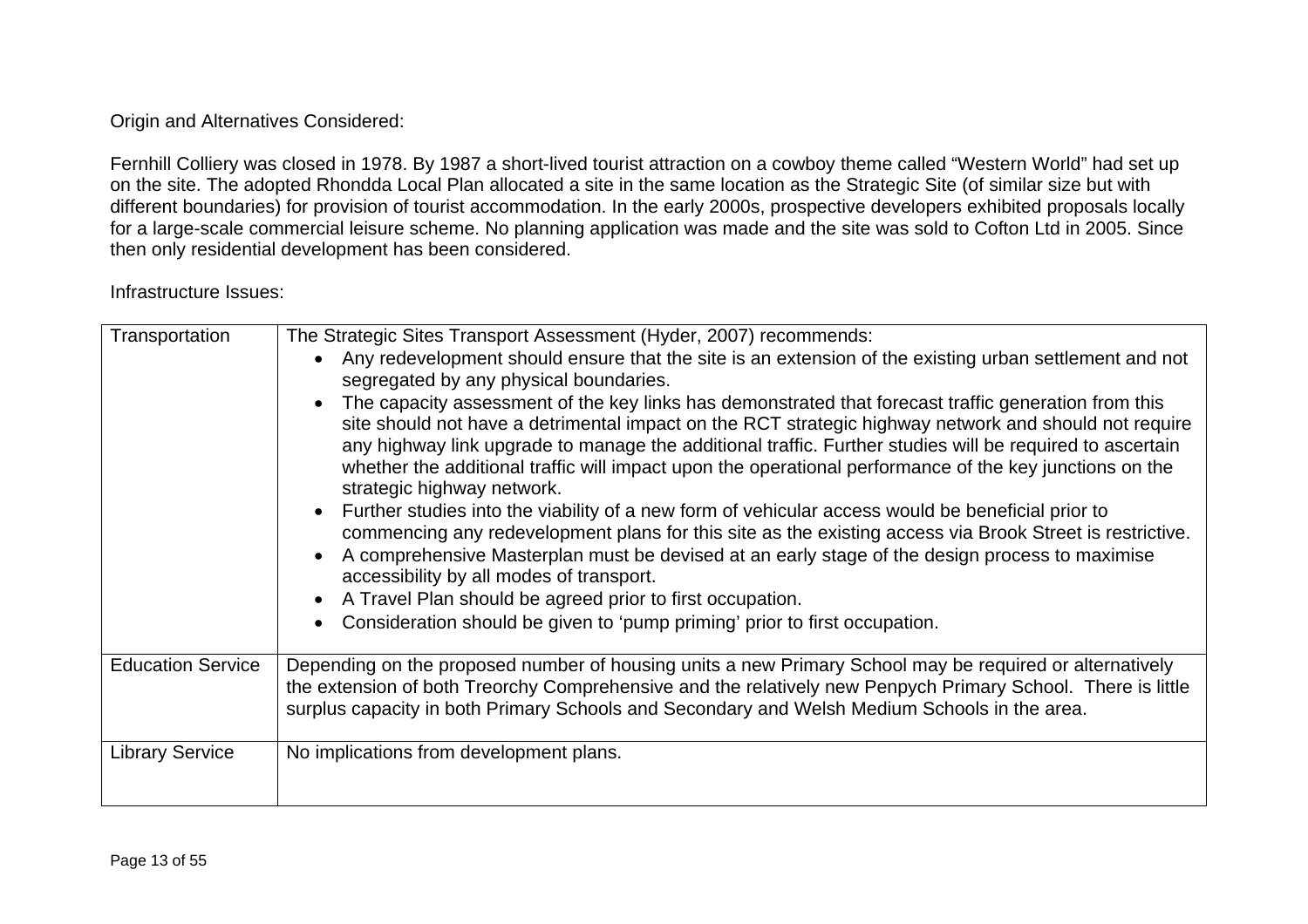Origin and Alternatives Considered:

Fernhill Colliery was closed in 1978. By 1987 a short-lived tourist attraction on a cowboy theme called “Western World” had set up on the site. The adopted Rhondda Local Plan allocated a site in the same location as the Strategic Site (of similar size but with different boundaries) for provision of tourist accommodation. In the early 2000s, prospective developers exhibited proposals locally for a large-scale commercial leisure scheme. No planning application was made and the site was sold to Cofton Ltd in 2005. Since then only residential development has been considered.

Infrastructure Issues:

| | |
|---|---|
| Transportation | The Strategic Sites Transport Assessment (Hyder, 2007) recommends:<br>• Any redevelopment should ensure that the site is an extension of the existing urban settlement and not segregated by any physical boundaries.<br>• The capacity assessment of the key links has demonstrated that forecast traffic generation from this site should not have a detrimental impact on the RCT strategic highway network and should not require any highway link upgrade to manage the additional traffic. Further studies will be required to ascertain whether the additional traffic will impact upon the operational performance of the key junctions on the strategic highway network.<br>• Further studies into the viability of a new form of vehicular access would be beneficial prior to commencing any redevelopment plans for this site as the existing access via Brook Street is restrictive.<br>• A comprehensive Masterplan must be devised at an early stage of the design process to maximise accessibility by all modes of transport.<br>• A Travel Plan should be agreed prior to first occupation.<br>• Consideration should be given to ‘pump priming’ prior to first occupation. |
| Education Service | Depending on the proposed number of housing units a new Primary School may be required or alternatively the extension of both Treorchy Comprehensive and the relatively new Penpych Primary School. There is little surplus capacity in both Primary Schools and Secondary and Welsh Medium Schools in the area. |
| Library Service | No implications from development plans. |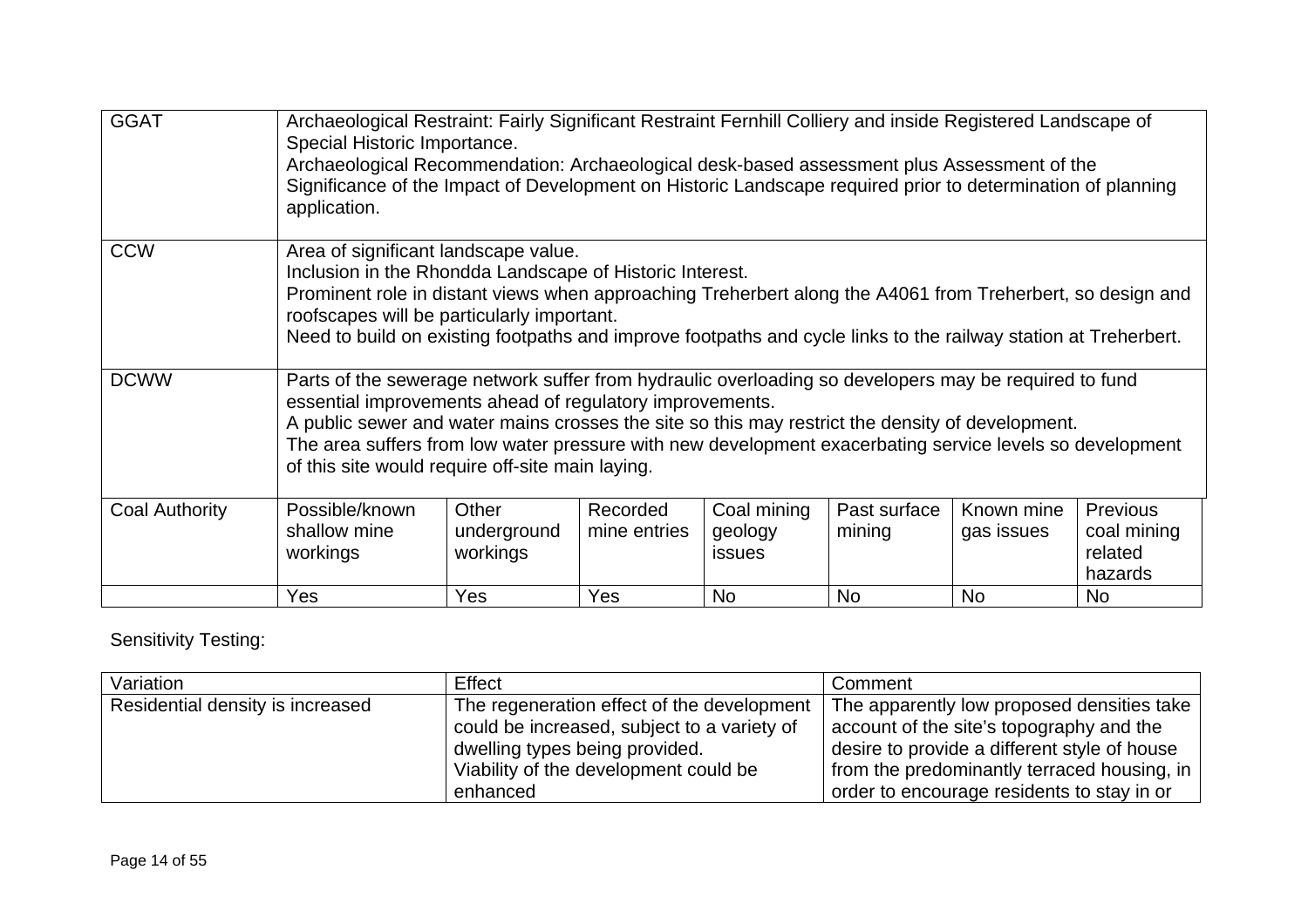| GGAT | Archaeological Restraint: Fairly Significant Restraint Fernhill Colliery and inside Registered Landscape of Special Historic Importance.<br>Archaeological Recommendation: Archaeological desk-based assessment plus Assessment of the Significance of the Impact of Development on Historic Landscape required prior to determination of planning application. | | | | | | |
|---|---|---|---|---|---|---|---|
| CCW | Area of significant landscape value.<br>Inclusion in the Rhondda Landscape of Historic Interest.<br>Prominent role in distant views when approaching Treherbert along the A4061 from Treherbert, so design and roofscapes will be particularly important.<br>Need to build on existing footpaths and improve footpaths and cycle links to the railway station at Treherbert. | | | | | | |
| DCWW | Parts of the sewerage network suffer from hydraulic overloading so developers may be required to fund essential improvements ahead of regulatory improvements.<br>A public sewer and water mains crosses the site so this may restrict the density of development.<br>The area suffers from low water pressure with new development exacerbating service levels so development of this site would require off-site main laying. | | | | | | |
| Coal Authority | Possible/known shallow mine workings | Other underground workings | Recorded mine entries | Coal mining geology issues | Past surface mining | Known mine gas issues | Previous coal mining related hazards |
| | Yes | Yes | Yes | No | No | No | No |

Sensitivity Testing:

| Variation | Effect | Comment |
|---|---|---|
| Residential density is increased | The regeneration effect of the development could be increased, subject to a variety of dwelling types being provided.<br>Viability of the development could be enhanced | The apparently low proposed densities take account of the site's topography and the desire to provide a different style of house from the predominantly terraced housing, in order to encourage residents to stay in or |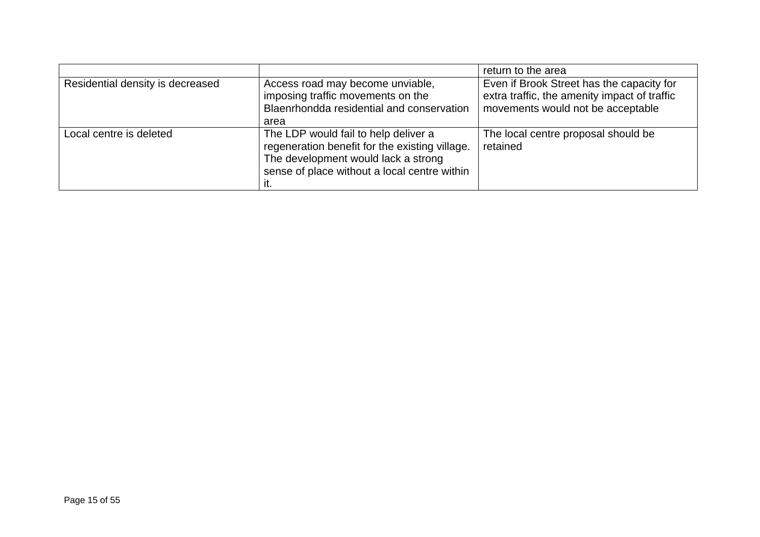| | | |
|---|---|---|
| | | return to the area |
| Residential density is decreased | Access road may become unviable, imposing traffic movements on the Blaenrhondda residential and conservation area | Even if Brook Street has the capacity for extra traffic, the amenity impact of traffic movements would not be acceptable |
| Local centre is deleted | The LDP would fail to help deliver a regeneration benefit for the existing village. The development would lack a strong sense of place without a local centre within it. | The local centre proposal should be retained |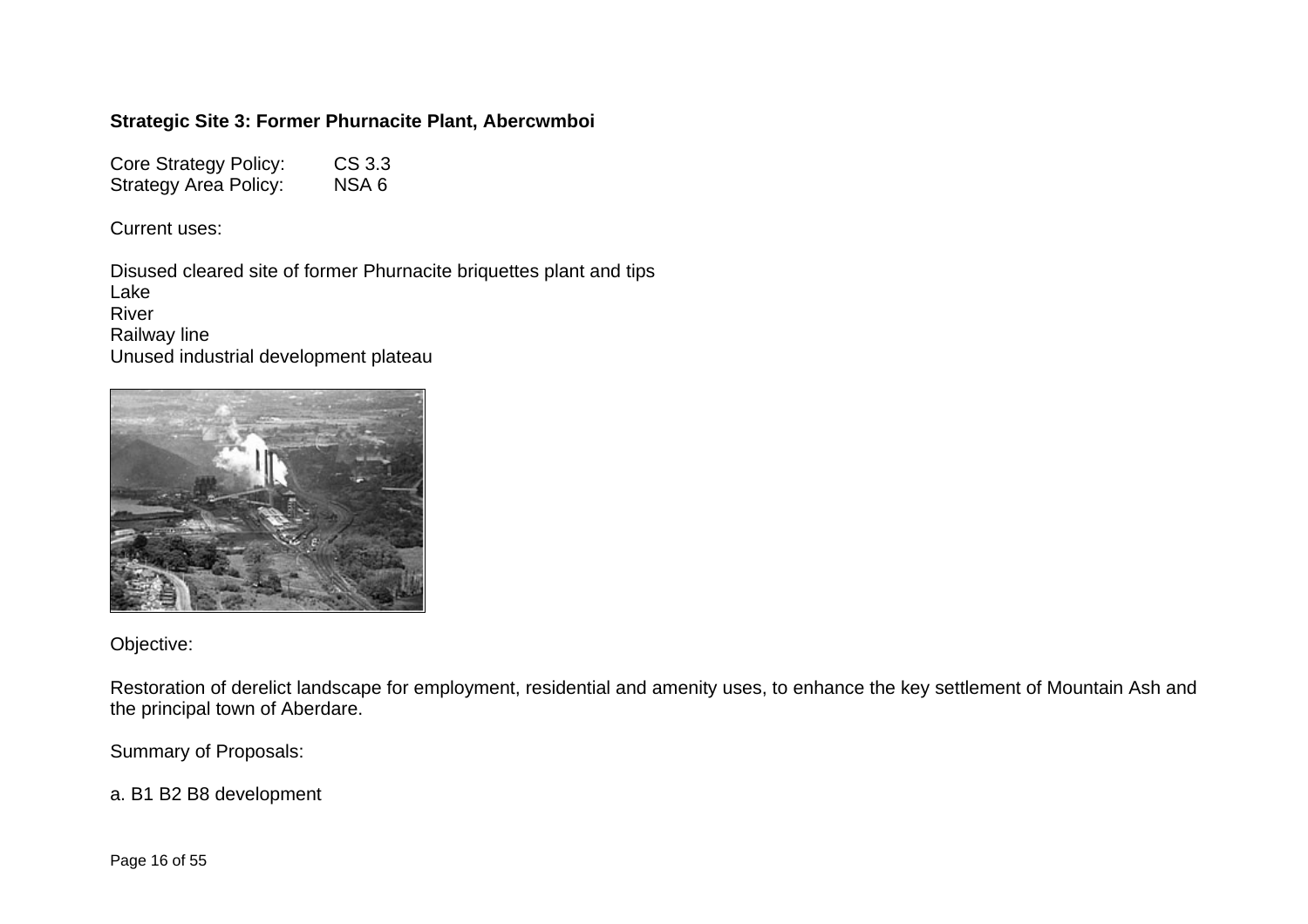**Strategic Site 3: Former Phurnacite Plant, Abercwmboi**

Core Strategy Policy: CS 3.3
Strategy Area Policy: NSA 6

Current uses:

Disused cleared site of former Phurnacite briquettes plant and tips
Lake
River
Railway line
Unused industrial development plateau

Objective:

Restoration of derelict landscape for employment, residential and amenity uses, to enhance the key settlement of Mountain Ash and the principal town of Aberdare.

Summary of Proposals:

a. B1 B2 B8 development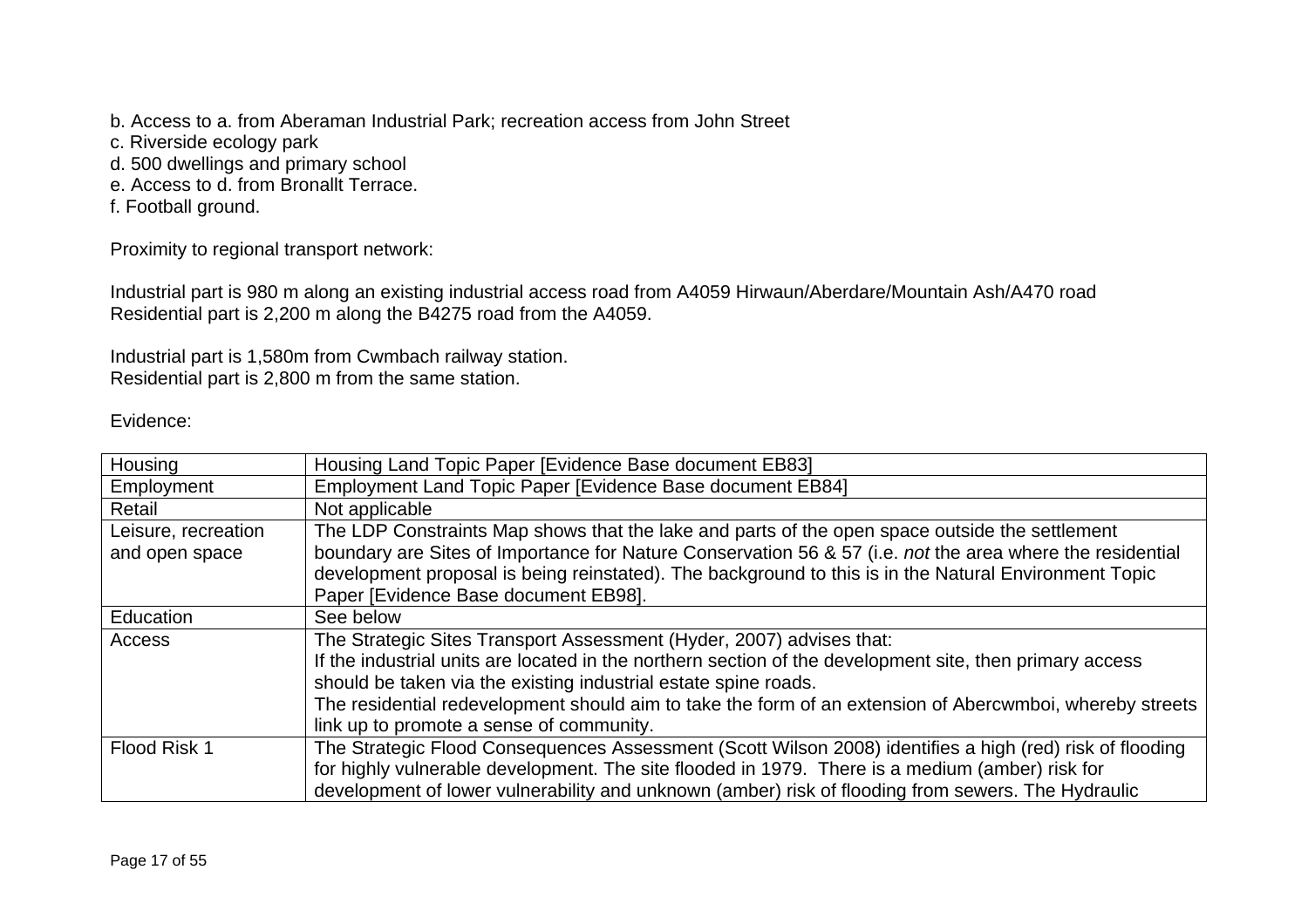b. Access to a. from Aberaman Industrial Park; recreation access from John Street
c. Riverside ecology park
d. 500 dwellings and primary school
e. Access to d. from Bronallt Terrace.
f. Football ground.

Proximity to regional transport network:

Industrial part is 980 m along an existing industrial access road from A4059 Hirwaun/Aberdare/Mountain Ash/A470 road
Residential part is 2,200 m along the B4275 road from the A4059.

Industrial part is 1,580m from Cwmbach railway station.
Residential part is 2,800 m from the same station.

Evidence:

| Housing | Housing Land Topic Paper [Evidence Base document EB83] |
|---|---|
| Employment | Employment Land Topic Paper [Evidence Base document EB84] |
| Retail | Not applicable |
| Leisure, recreation and open space | The LDP Constraints Map shows that the lake and parts of the open space outside the settlement boundary are Sites of Importance for Nature Conservation 56 & 57 (i.e. *not* the area where the residential development proposal is being reinstated). The background to this is in the Natural Environment Topic Paper [Evidence Base document EB98]. |
| Education | See below |
| Access | The Strategic Sites Transport Assessment (Hyder, 2007) advises that:<br>If the industrial units are located in the northern section of the development site, then primary access should be taken via the existing industrial estate spine roads.<br>The residential redevelopment should aim to take the form of an extension of Abercwmboi, whereby streets link up to promote a sense of community. |
| Flood Risk 1 | The Strategic Flood Consequences Assessment (Scott Wilson 2008) identifies a high (red) risk of flooding for highly vulnerable development. The site flooded in 1979. There is a medium (amber) risk for development of lower vulnerability and unknown (amber) risk of flooding from sewers. The Hydraulic |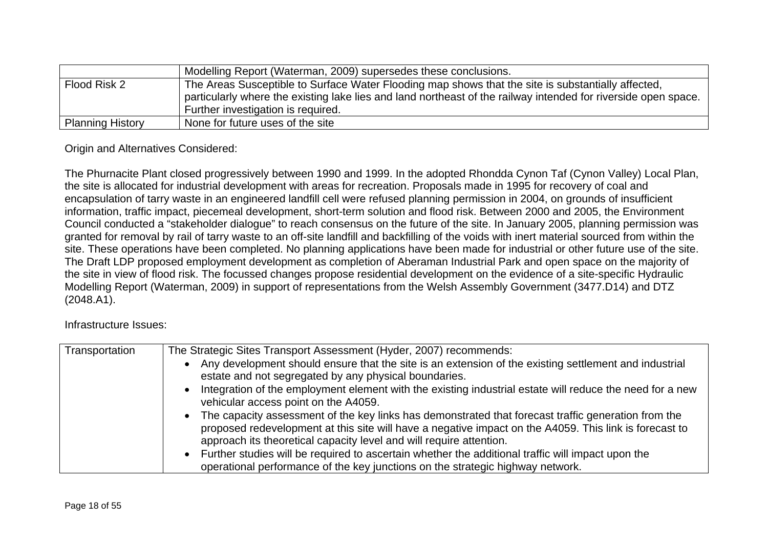|  |  |
|---|---|
|  | Modelling Report (Waterman, 2009) supersedes these conclusions. |
| Flood Risk 2 | The Areas Susceptible to Surface Water Flooding map shows that the site is substantially affected, particularly where the existing lake lies and land northeast of the railway intended for riverside open space. Further investigation is required. |
| Planning History | None for future uses of the site |

Origin and Alternatives Considered:

The Phurnacite Plant closed progressively between 1990 and 1999. In the adopted Rhondda Cynon Taf (Cynon Valley) Local Plan, the site is allocated for industrial development with areas for recreation. Proposals made in 1995 for recovery of coal and encapsulation of tarry waste in an engineered landfill cell were refused planning permission in 2004, on grounds of insufficient information, traffic impact, piecemeal development, short-term solution and flood risk. Between 2000 and 2005, the Environment Council conducted a "stakeholder dialogue" to reach consensus on the future of the site. In January 2005, planning permission was granted for removal by rail of tarry waste to an off-site landfill and backfilling of the voids with inert material sourced from within the site. These operations have been completed. No planning applications have been made for industrial or other future use of the site. The Draft LDP proposed employment development as completion of Aberaman Industrial Park and open space on the majority of the site in view of flood risk. The focussed changes propose residential development on the evidence of a site-specific Hydraulic Modelling Report (Waterman, 2009) in support of representations from the Welsh Assembly Government (3477.D14) and DTZ (2048.A1).

Infrastructure Issues:

|  |  |
|---|---|
| Transportation | The Strategic Sites Transport Assessment (Hyder, 2007) recommends:<br>• Any development should ensure that the site is an extension of the existing settlement and industrial estate and not segregated by any physical boundaries.<br>• Integration of the employment element with the existing industrial estate will reduce the need for a new vehicular access point on the A4059.<br>• The capacity assessment of the key links has demonstrated that forecast traffic generation from the proposed redevelopment at this site will have a negative impact on the A4059. This link is forecast to approach its theoretical capacity level and will require attention.<br>• Further studies will be required to ascertain whether the additional traffic will impact upon the operational performance of the key junctions on the strategic highway network. |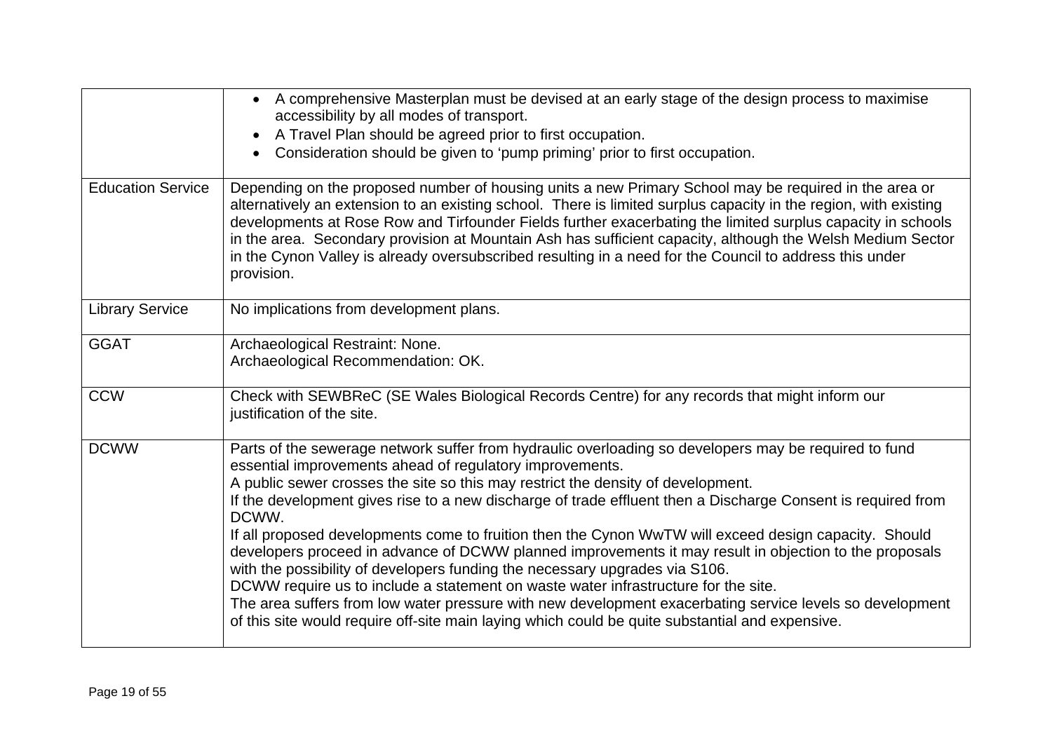| | |
|---|---|
| | • A comprehensive Masterplan must be devised at an early stage of the design process to maximise accessibility by all modes of transport.<br>• A Travel Plan should be agreed prior to first occupation.<br>• Consideration should be given to 'pump priming' prior to first occupation. |
| Education Service | Depending on the proposed number of housing units a new Primary School may be required in the area or alternatively an extension to an existing school. There is limited surplus capacity in the region, with existing developments at Rose Row and Tirfounder Fields further exacerbating the limited surplus capacity in schools in the area. Secondary provision at Mountain Ash has sufficient capacity, although the Welsh Medium Sector in the Cynon Valley is already oversubscribed resulting in a need for the Council to address this under provision. |
| Library Service | No implications from development plans. |
| GGAT | Archaeological Restraint: None.<br>Archaeological Recommendation: OK. |
| CCW | Check with SEWBReC (SE Wales Biological Records Centre) for any records that might inform our justification of the site. |
| DCWW | Parts of the sewerage network suffer from hydraulic overloading so developers may be required to fund essential improvements ahead of regulatory improvements.<br>A public sewer crosses the site so this may restrict the density of development.<br>If the development gives rise to a new discharge of trade effluent then a Discharge Consent is required from DCWW.<br>If all proposed developments come to fruition then the Cynon WwTW will exceed design capacity. Should developers proceed in advance of DCWW planned improvements it may result in objection to the proposals with the possibility of developers funding the necessary upgrades via S106.<br>DCWW require us to include a statement on waste water infrastructure for the site.<br>The area suffers from low water pressure with new development exacerbating service levels so development of this site would require off-site main laying which could be quite substantial and expensive. |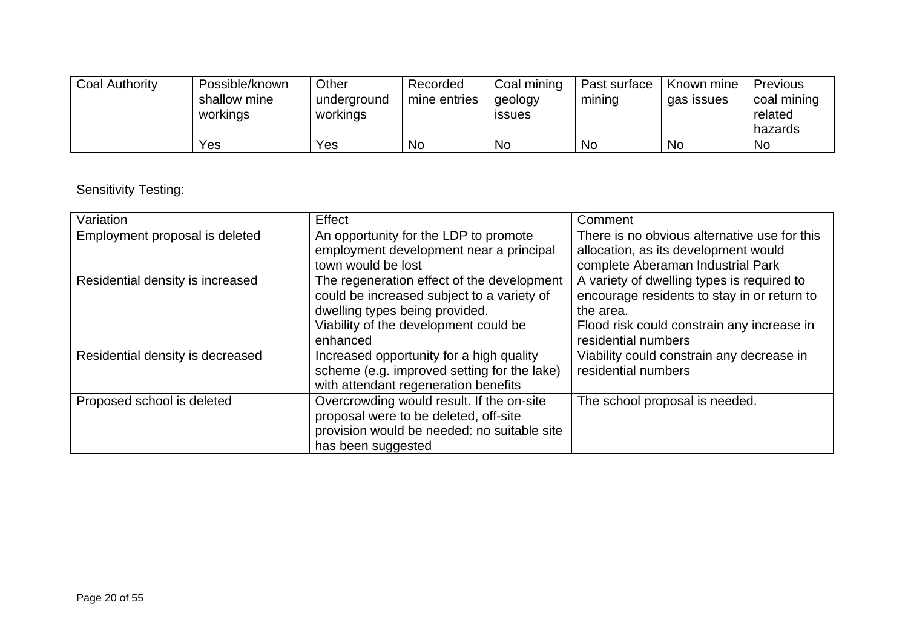| Coal Authority | Possible/known shallow mine workings | Other underground workings | Recorded mine entries | Coal mining geology issues | Past surface mining | Known mine gas issues | Previous coal mining related hazards |
|---|---|---|---|---|---|---|---|
| | Yes | Yes | No | No | No | No | No |

Sensitivity Testing:

| Variation | Effect | Comment |
|---|---|---|
| Employment proposal is deleted | An opportunity for the LDP to promote employment development near a principal town would be lost | There is no obvious alternative use for this allocation, as its development would complete Aberaman Industrial Park |
| Residential density is increased | The regeneration effect of the development could be increased subject to a variety of dwelling types being provided. Viability of the development could be enhanced | A variety of dwelling types is required to encourage residents to stay in or return to the area. Flood risk could constrain any increase in residential numbers |
| Residential density is decreased | Increased opportunity for a high quality scheme (e.g. improved setting for the lake) with attendant regeneration benefits | Viability could constrain any decrease in residential numbers |
| Proposed school is deleted | Overcrowding would result. If the on-site proposal were to be deleted, off-site provision would be needed: no suitable site has been suggested | The school proposal is needed. |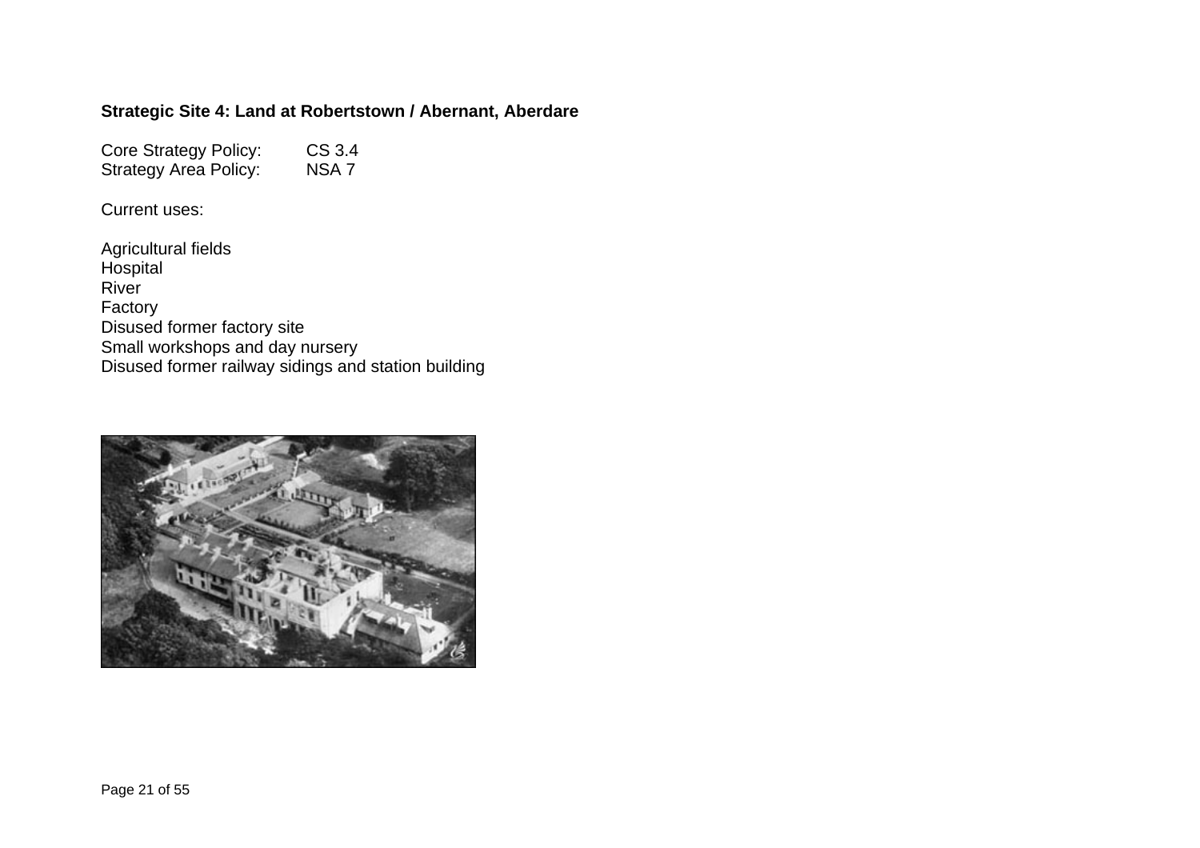**Strategic Site 4: Land at Robertstown / Abernant, Aberdare**

Core Strategy Policy: CS 3.4
Strategy Area Policy: NSA 7

Current uses:

Agricultural fields
Hospital
River
Factory
Disused former factory site
Small workshops and day nursery
Disused former railway sidings and station building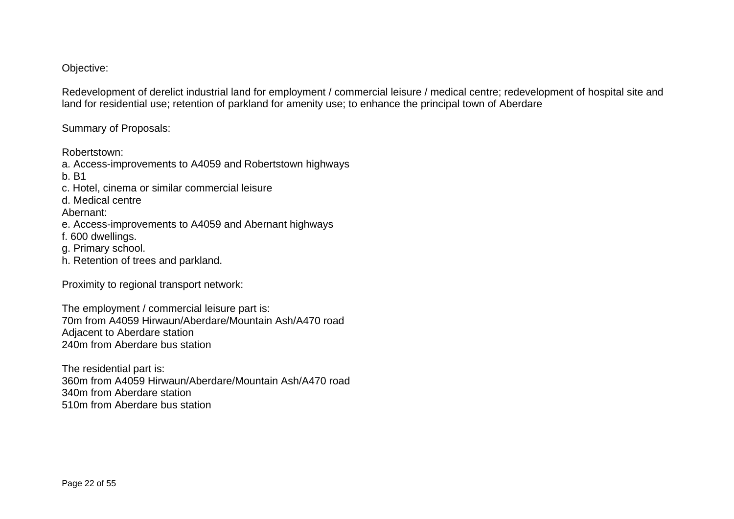Objective:

Redevelopment of derelict industrial land for employment / commercial leisure / medical centre; redevelopment of hospital site and land for residential use; retention of parkland for amenity use; to enhance the principal town of Aberdare

Summary of Proposals:

Robertstown:
a. Access-improvements to A4059 and Robertstown highways
b. B1
c. Hotel, cinema or similar commercial leisure
d. Medical centre
Abernant:
e. Access-improvements to A4059 and Abernant highways
f. 600 dwellings.
g. Primary school.
h. Retention of trees and parkland.

Proximity to regional transport network:

The employment / commercial leisure part is:
70m from A4059 Hirwaun/Aberdare/Mountain Ash/A470 road
Adjacent to Aberdare station
240m from Aberdare bus station

The residential part is:
360m from A4059 Hirwaun/Aberdare/Mountain Ash/A470 road
340m from Aberdare station
510m from Aberdare bus station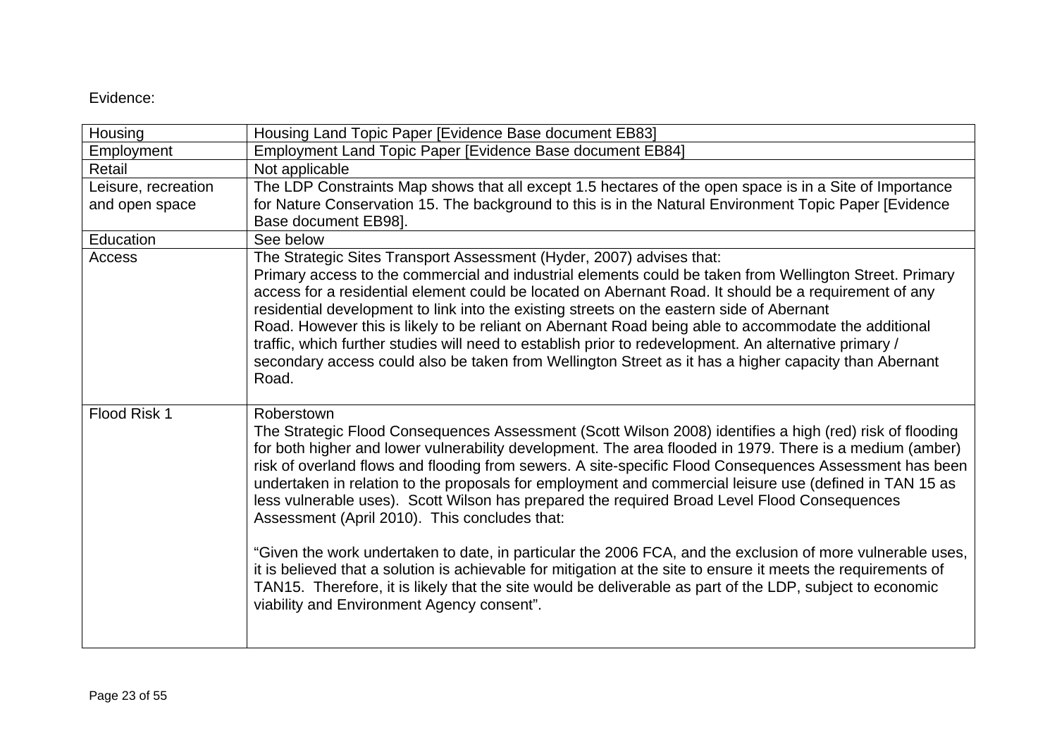Evidence:

| | |
|---|---|
| Housing | Housing Land Topic Paper [Evidence Base document EB83] |
| Employment | Employment Land Topic Paper [Evidence Base document EB84] |
| Retail | Not applicable |
| Leisure, recreation and open space | The LDP Constraints Map shows that all except 1.5 hectares of the open space is in a Site of Importance for Nature Conservation 15. The background to this is in the Natural Environment Topic Paper [Evidence Base document EB98]. |
| Education | See below |
| Access | The Strategic Sites Transport Assessment (Hyder, 2007) advises that:<br>Primary access to the commercial and industrial elements could be taken from Wellington Street. Primary access for a residential element could be located on Abernant Road. It should be a requirement of any residential development to link into the existing streets on the eastern side of Abernant Road. However this is likely to be reliant on Abernant Road being able to accommodate the additional traffic, which further studies will need to establish prior to redevelopment. An alternative primary / secondary access could also be taken from Wellington Street as it has a higher capacity than Abernant Road. |
| Flood Risk 1 | Roberstown<br>The Strategic Flood Consequences Assessment (Scott Wilson 2008) identifies a high (red) risk of flooding for both higher and lower vulnerability development. The area flooded in 1979. There is a medium (amber) risk of overland flows and flooding from sewers. A site-specific Flood Consequences Assessment has been undertaken in relation to the proposals for employment and commercial leisure use (defined in TAN 15 as less vulnerable uses). Scott Wilson has prepared the required Broad Level Flood Consequences Assessment (April 2010). This concludes that:<br><br>"Given the work undertaken to date, in particular the 2006 FCA, and the exclusion of more vulnerable uses, it is believed that a solution is achievable for mitigation at the site to ensure it meets the requirements of TAN15. Therefore, it is likely that the site would be deliverable as part of the LDP, subject to economic viability and Environment Agency consent". |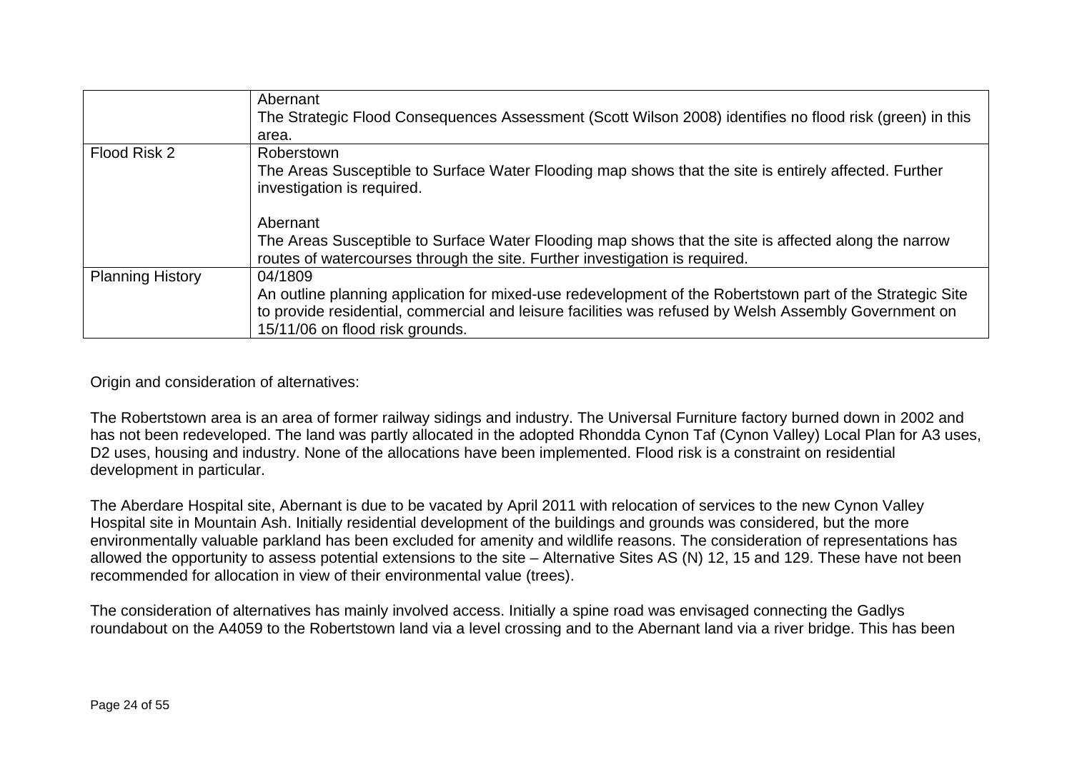|  |  |
|---|---|
|  | Abernant<br>The Strategic Flood Consequences Assessment (Scott Wilson 2008) identifies no flood risk (green) in this area. |
| Flood Risk 2 | Roberstown<br>The Areas Susceptible to Surface Water Flooding map shows that the site is entirely affected. Further investigation is required.<br><br>Abernant<br>The Areas Susceptible to Surface Water Flooding map shows that the site is affected along the narrow routes of watercourses through the site. Further investigation is required. |
| Planning History | 04/1809<br>An outline planning application for mixed-use redevelopment of the Robertstown part of the Strategic Site to provide residential, commercial and leisure facilities was refused by Welsh Assembly Government on 15/11/06 on flood risk grounds. |

Origin and consideration of alternatives:

The Robertstown area is an area of former railway sidings and industry. The Universal Furniture factory burned down in 2002 and has not been redeveloped. The land was partly allocated in the adopted Rhondda Cynon Taf (Cynon Valley) Local Plan for A3 uses, D2 uses, housing and industry. None of the allocations have been implemented. Flood risk is a constraint on residential development in particular.

The Aberdare Hospital site, Abernant is due to be vacated by April 2011 with relocation of services to the new Cynon Valley Hospital site in Mountain Ash. Initially residential development of the buildings and grounds was considered, but the more environmentally valuable parkland has been excluded for amenity and wildlife reasons. The consideration of representations has allowed the opportunity to assess potential extensions to the site – Alternative Sites AS (N) 12, 15 and 129. These have not been recommended for allocation in view of their environmental value (trees).

The consideration of alternatives has mainly involved access. Initially a spine road was envisaged connecting the Gadlys roundabout on the A4059 to the Robertstown land via a level crossing and to the Abernant land via a river bridge. This has been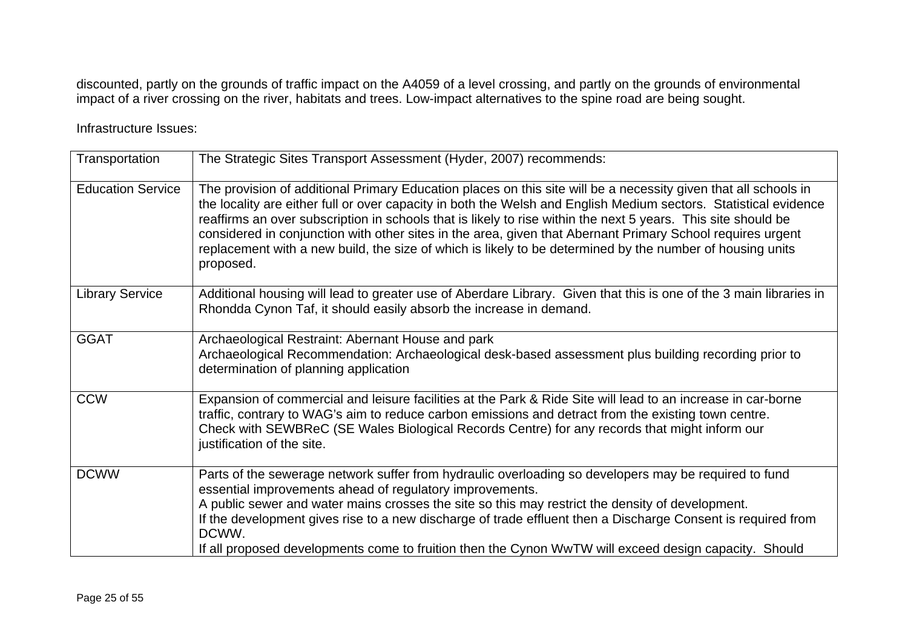discounted, partly on the grounds of traffic impact on the A4059 of a level crossing, and partly on the grounds of environmental impact of a river crossing on the river, habitats and trees. Low-impact alternatives to the spine road are being sought.

Infrastructure Issues:

| | |
|---|---|
| Transportation | The Strategic Sites Transport Assessment (Hyder, 2007) recommends: |
| Education Service | The provision of additional Primary Education places on this site will be a necessity given that all schools in the locality are either full or over capacity in both the Welsh and English Medium sectors. Statistical evidence reaffirms an over subscription in schools that is likely to rise within the next 5 years. This site should be considered in conjunction with other sites in the area, given that Abernant Primary School requires urgent replacement with a new build, the size of which is likely to be determined by the number of housing units proposed. |
| Library Service | Additional housing will lead to greater use of Aberdare Library. Given that this is one of the 3 main libraries in Rhondda Cynon Taf, it should easily absorb the increase in demand. |
| GGAT | Archaeological Restraint: Abernant House and park<br>Archaeological Recommendation: Archaeological desk-based assessment plus building recording prior to determination of planning application |
| CCW | Expansion of commercial and leisure facilities at the Park & Ride Site will lead to an increase in car-borne traffic, contrary to WAG's aim to reduce carbon emissions and detract from the existing town centre.<br>Check with SEWBReC (SE Wales Biological Records Centre) for any records that might inform our justification of the site. |
| DCWW | Parts of the sewerage network suffer from hydraulic overloading so developers may be required to fund essential improvements ahead of regulatory improvements.<br>A public sewer and water mains crosses the site so this may restrict the density of development.<br>If the development gives rise to a new discharge of trade effluent then a Discharge Consent is required from DCWW.<br>If all proposed developments come to fruition then the Cynon WwTW will exceed design capacity. Should |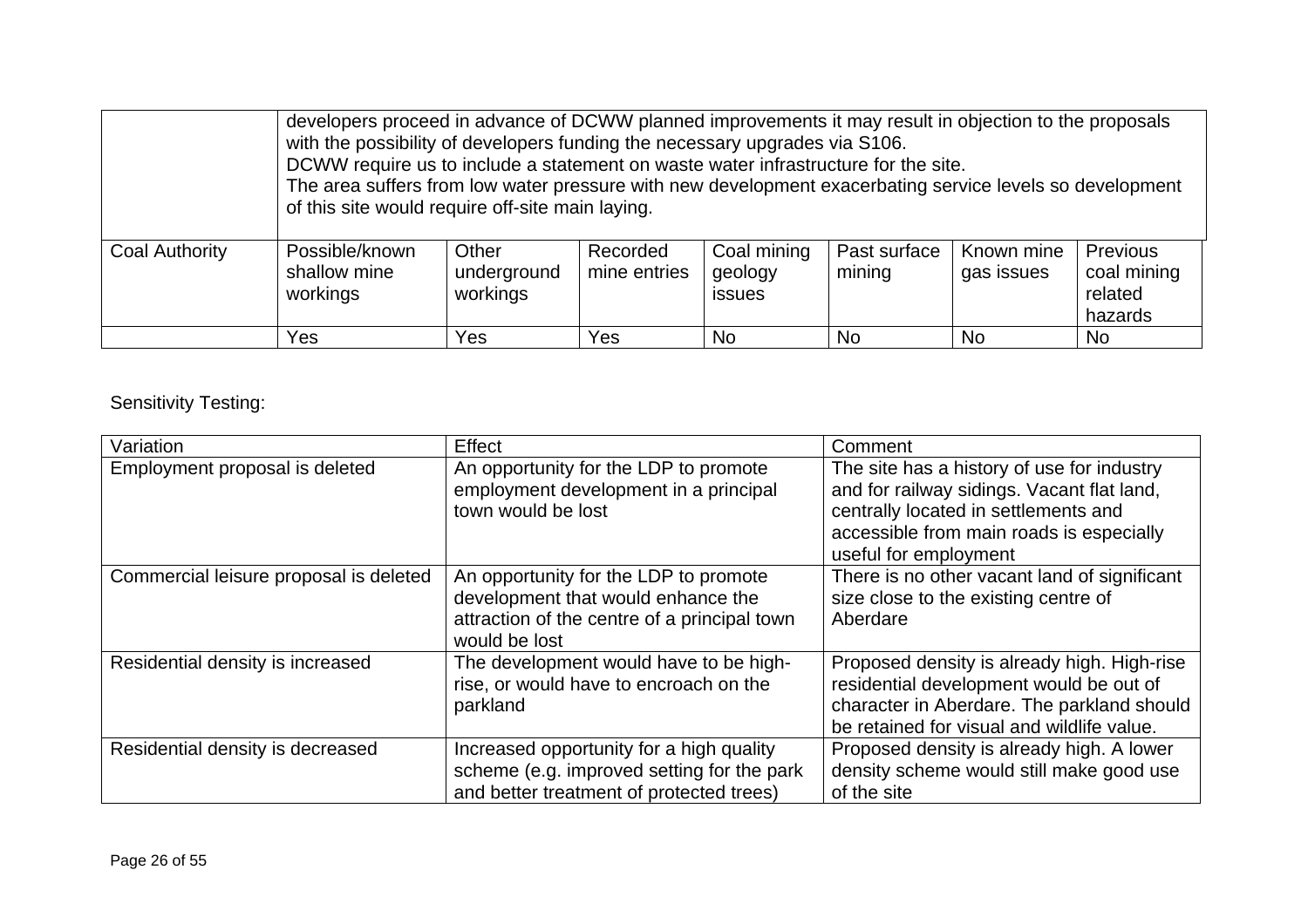| | | | | | | | |
|---|---|---|---|---|---|---|---|
| | developers proceed in advance of DCWW planned improvements it may result in objection to the proposals with the possibility of developers funding the necessary upgrades via S106.<br>DCWW require us to include a statement on waste water infrastructure for the site.<br>The area suffers from low water pressure with new development exacerbating service levels so development of this site would require off-site main laying. | | | | | | |
| Coal Authority | Possible/known shallow mine workings | Other underground workings | Recorded mine entries | Coal mining geology issues | Past surface mining | Known mine gas issues | Previous coal mining related hazards |
| | Yes | Yes | Yes | No | No | No | No |

Sensitivity Testing:

| Variation | Effect | Comment |
|---|---|---|
| Employment proposal is deleted | An opportunity for the LDP to promote employment development in a principal town would be lost | The site has a history of use for industry and for railway sidings. Vacant flat land, centrally located in settlements and accessible from main roads is especially useful for employment |
| Commercial leisure proposal is deleted | An opportunity for the LDP to promote development that would enhance the attraction of the centre of a principal town would be lost | There is no other vacant land of significant size close to the existing centre of Aberdare |
| Residential density is increased | The development would have to be high-rise, or would have to encroach on the parkland | Proposed density is already high. High-rise residential development would be out of character in Aberdare. The parkland should be retained for visual and wildlife value. |
| Residential density is decreased | Increased opportunity for a high quality scheme (e.g. improved setting for the park and better treatment of protected trees) | Proposed density is already high. A lower density scheme would still make good use of the site |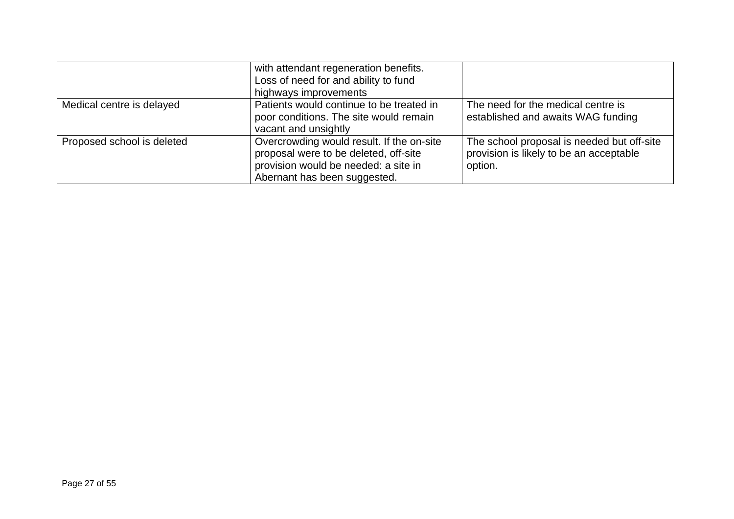| | | |
|---|---|---|
| | with attendant regeneration benefits. Loss of need for and ability to fund highways improvements | |
| Medical centre is delayed | Patients would continue to be treated in poor conditions. The site would remain vacant and unsightly | The need for the medical centre is established and awaits WAG funding |
| Proposed school is deleted | Overcrowding would result. If the on-site proposal were to be deleted, off-site provision would be needed: a site in Abernant has been suggested. | The school proposal is needed but off-site provision is likely to be an acceptable option. |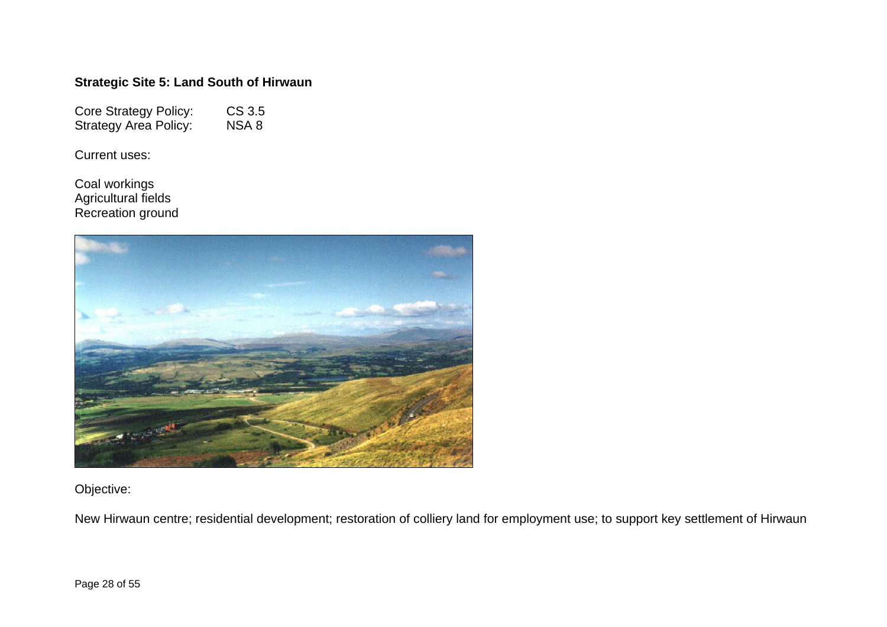**Strategic Site 5: Land South of Hirwaun**

Core Strategy Policy: CS 3.5
Strategy Area Policy: NSA 8

Current uses:

Coal workings
Agricultural fields
Recreation ground

Objective:

New Hirwaun centre; residential development; restoration of colliery land for employment use; to support key settlement of Hirwaun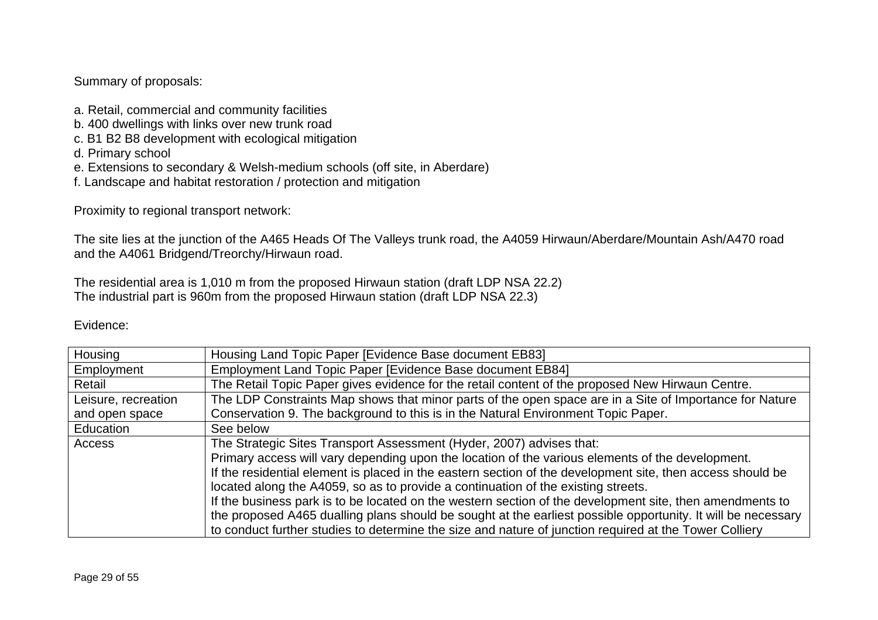Summary of proposals:

a. Retail, commercial and community facilities
b. 400 dwellings with links over new trunk road
c. B1 B2 B8 development with ecological mitigation
d. Primary school
e. Extensions to secondary & Welsh-medium schools (off site, in Aberdare)
f. Landscape and habitat restoration / protection and mitigation

Proximity to regional transport network:

The site lies at the junction of the A465 Heads Of The Valleys trunk road, the A4059 Hirwaun/Aberdare/Mountain Ash/A470 road and the A4061 Bridgend/Treorchy/Hirwaun road.

The residential area is 1,010 m from the proposed Hirwaun station (draft LDP NSA 22.2)
The industrial part is 960m from the proposed Hirwaun station (draft LDP NSA 22.3)

Evidence:

| | |
|---|---|
| Housing | Housing Land Topic Paper [Evidence Base document EB83] |
| Employment | Employment Land Topic Paper [Evidence Base document EB84] |
| Retail | The Retail Topic Paper gives evidence for the retail content of the proposed New Hirwaun Centre. |
| Leisure, recreation and open space | The LDP Constraints Map shows that minor parts of the open space are in a Site of Importance for Nature Conservation 9. The background to this is in the Natural Environment Topic Paper. |
| Education | See below |
| Access | The Strategic Sites Transport Assessment (Hyder, 2007) advises that: Primary access will vary depending upon the location of the various elements of the development. If the residential element is placed in the eastern section of the development site, then access should be located along the A4059, so as to provide a continuation of the existing streets. If the business park is to be located on the western section of the development site, then amendments to the proposed A465 dualling plans should be sought at the earliest possible opportunity. It will be necessary to conduct further studies to determine the size and nature of junction required at the Tower Colliery |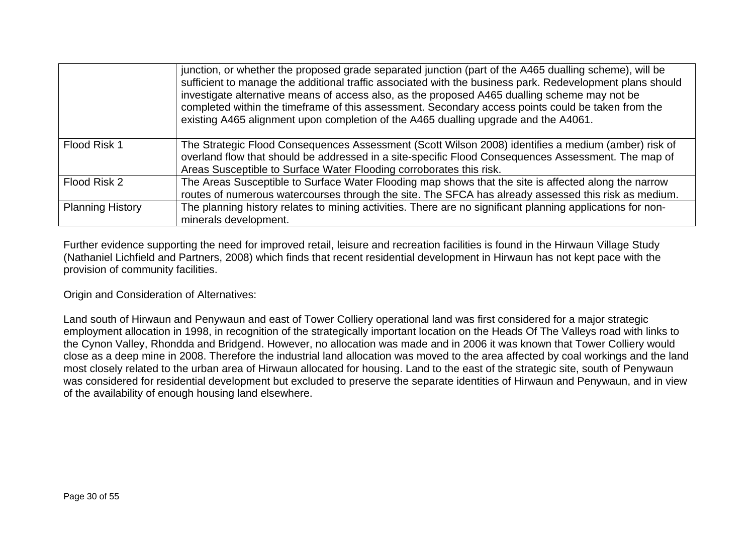| | |
|---|---|
| | junction, or whether the proposed grade separated junction (part of the A465 dualling scheme), will be sufficient to manage the additional traffic associated with the business park. Redevelopment plans should investigate alternative means of access also, as the proposed A465 dualling scheme may not be completed within the timeframe of this assessment. Secondary access points could be taken from the existing A465 alignment upon completion of the A465 dualling upgrade and the A4061. |
| Flood Risk 1 | The Strategic Flood Consequences Assessment (Scott Wilson 2008) identifies a medium (amber) risk of overland flow that should be addressed in a site-specific Flood Consequences Assessment. The map of Areas Susceptible to Surface Water Flooding corroborates this risk. |
| Flood Risk 2 | The Areas Susceptible to Surface Water Flooding map shows that the site is affected along the narrow routes of numerous watercourses through the site. The SFCA has already assessed this risk as medium. |
| Planning History | The planning history relates to mining activities. There are no significant planning applications for non-minerals development. |

Further evidence supporting the need for improved retail, leisure and recreation facilities is found in the Hirwaun Village Study (Nathaniel Lichfield and Partners, 2008) which finds that recent residential development in Hirwaun has not kept pace with the provision of community facilities.

Origin and Consideration of Alternatives:

Land south of Hirwaun and Penywaun and east of Tower Colliery operational land was first considered for a major strategic employment allocation in 1998, in recognition of the strategically important location on the Heads Of The Valleys road with links to the Cynon Valley, Rhondda and Bridgend. However, no allocation was made and in 2006 it was known that Tower Colliery would close as a deep mine in 2008. Therefore the industrial land allocation was moved to the area affected by coal workings and the land most closely related to the urban area of Hirwaun allocated for housing. Land to the east of the strategic site, south of Penywaun was considered for residential development but excluded to preserve the separate identities of Hirwaun and Penywaun, and in view of the availability of enough housing land elsewhere.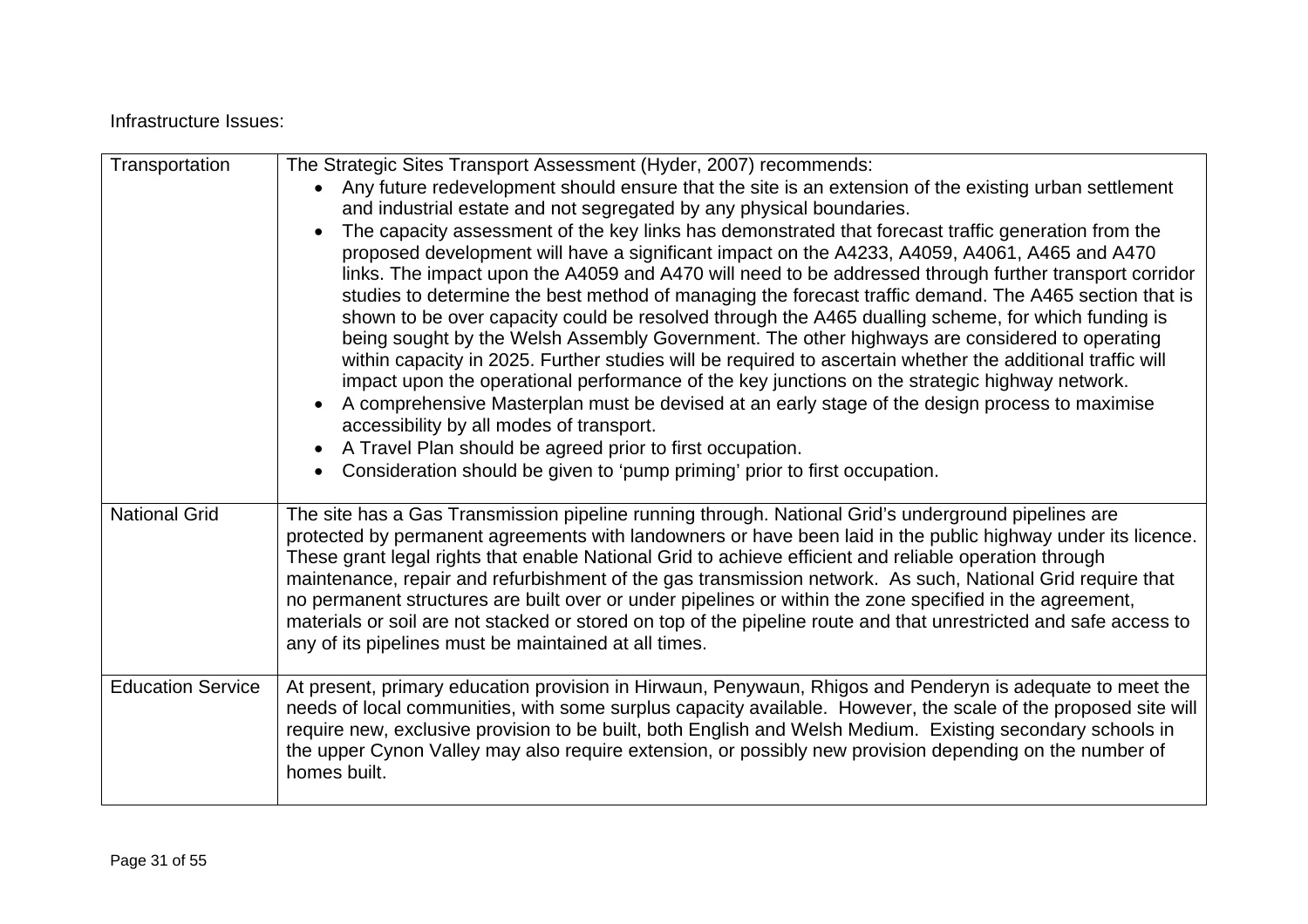Infrastructure Issues:

| | |
|---|---|
| Transportation | The Strategic Sites Transport Assessment (Hyder, 2007) recommends:<br>• Any future redevelopment should ensure that the site is an extension of the existing urban settlement and industrial estate and not segregated by any physical boundaries.<br>• The capacity assessment of the key links has demonstrated that forecast traffic generation from the proposed development will have a significant impact on the A4233, A4059, A4061, A465 and A470 links. The impact upon the A4059 and A470 will need to be addressed through further transport corridor studies to determine the best method of managing the forecast traffic demand. The A465 section that is shown to be over capacity could be resolved through the A465 dualling scheme, for which funding is being sought by the Welsh Assembly Government. The other highways are considered to operating within capacity in 2025. Further studies will be required to ascertain whether the additional traffic will impact upon the operational performance of the key junctions on the strategic highway network.<br>• A comprehensive Masterplan must be devised at an early stage of the design process to maximise accessibility by all modes of transport.<br>• A Travel Plan should be agreed prior to first occupation.<br>• Consideration should be given to 'pump priming' prior to first occupation. |
| National Grid | The site has a Gas Transmission pipeline running through. National Grid's underground pipelines are protected by permanent agreements with landowners or have been laid in the public highway under its licence. These grant legal rights that enable National Grid to achieve efficient and reliable operation through maintenance, repair and refurbishment of the gas transmission network. As such, National Grid require that no permanent structures are built over or under pipelines or within the zone specified in the agreement, materials or soil are not stacked or stored on top of the pipeline route and that unrestricted and safe access to any of its pipelines must be maintained at all times. |
| Education Service | At present, primary education provision in Hirwaun, Penywaun, Rhigos and Penderyn is adequate to meet the needs of local communities, with some surplus capacity available. However, the scale of the proposed site will require new, exclusive provision to be built, both English and Welsh Medium. Existing secondary schools in the upper Cynon Valley may also require extension, or possibly new provision depending on the number of homes built. |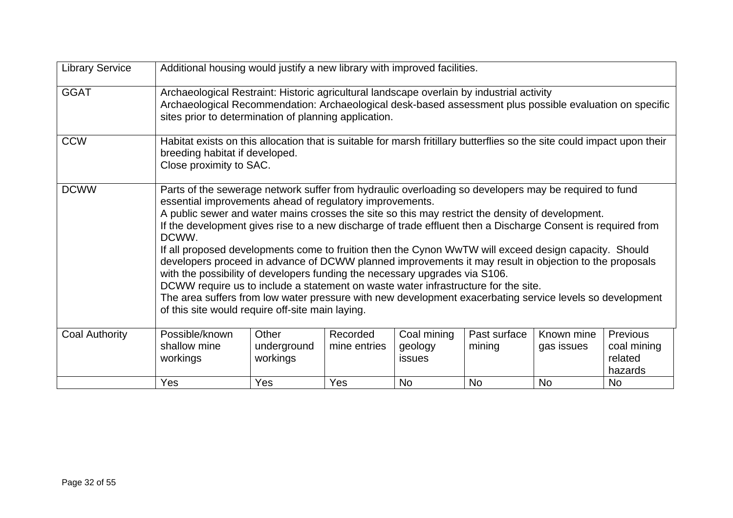| | | | | | | | |
|---|---|---|---|---|---|---|---|
| Library Service | Additional housing would justify a new library with improved facilities. | | | | | | |
| GGAT | Archaeological Restraint: Historic agricultural landscape overlain by industrial activity<br>Archaeological Recommendation: Archaeological desk-based assessment plus possible evaluation on specific sites prior to determination of planning application. | | | | | | |
| CCW | Habitat exists on this allocation that is suitable for marsh fritillary butterflies so the site could impact upon their breeding habitat if developed.<br>Close proximity to SAC. | | | | | | |
| DCWW | Parts of the sewerage network suffer from hydraulic overloading so developers may be required to fund essential improvements ahead of regulatory improvements.<br>A public sewer and water mains crosses the site so this may restrict the density of development.<br>If the development gives rise to a new discharge of trade effluent then a Discharge Consent is required from DCWW.<br>If all proposed developments come to fruition then the Cynon WwTW will exceed design capacity. Should developers proceed in advance of DCWW planned improvements it may result in objection to the proposals with the possibility of developers funding the necessary upgrades via S106.<br>DCWW require us to include a statement on waste water infrastructure for the site.<br>The area suffers from low water pressure with new development exacerbating service levels so development of this site would require off-site main laying. | | | | | | |
| Coal Authority | Possible/known shallow mine workings | Other underground workings | Recorded mine entries | Coal mining geology issues | Past surface mining | Known mine gas issues | Previous coal mining related hazards |
| | Yes | Yes | Yes | No | No | No | No |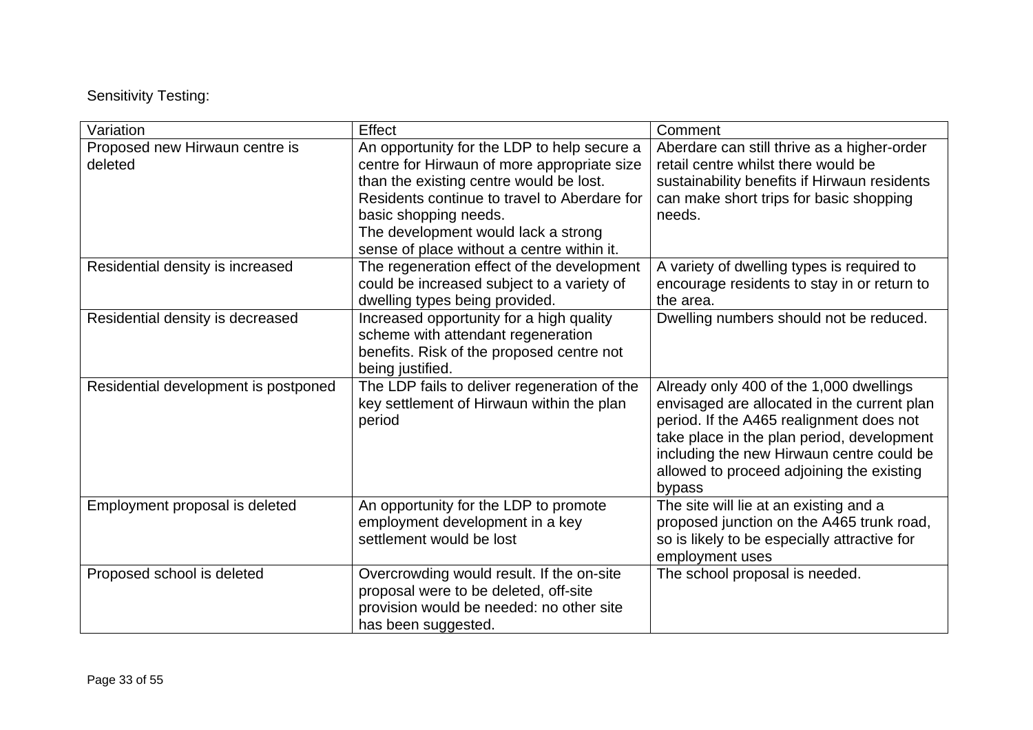Sensitivity Testing:

| Variation | Effect | Comment |
| --- | --- | --- |
| Proposed new Hirwaun centre is deleted | An opportunity for the LDP to help secure a centre for Hirwaun of more appropriate size than the existing centre would be lost. Residents continue to travel to Aberdare for basic shopping needs. The development would lack a strong sense of place without a centre within it. | Aberdare can still thrive as a higher-order retail centre whilst there would be sustainability benefits if Hirwaun residents can make short trips for basic shopping needs. |
| Residential density is increased | The regeneration effect of the development could be increased subject to a variety of dwelling types being provided. | A variety of dwelling types is required to encourage residents to stay in or return to the area. |
| Residential density is decreased | Increased opportunity for a high quality scheme with attendant regeneration benefits. Risk of the proposed centre not being justified. | Dwelling numbers should not be reduced. |
| Residential development is postponed | The LDP fails to deliver regeneration of the key settlement of Hirwaun within the plan period | Already only 400 of the 1,000 dwellings envisaged are allocated in the current plan period. If the A465 realignment does not take place in the plan period, development including the new Hirwaun centre could be allowed to proceed adjoining the existing bypass |
| Employment proposal is deleted | An opportunity for the LDP to promote employment development in a key settlement would be lost | The site will lie at an existing and a proposed junction on the A465 trunk road, so is likely to be especially attractive for employment uses |
| Proposed school is deleted | Overcrowding would result. If the on-site proposal were to be deleted, off-site provision would be needed: no other site has been suggested. | The school proposal is needed. |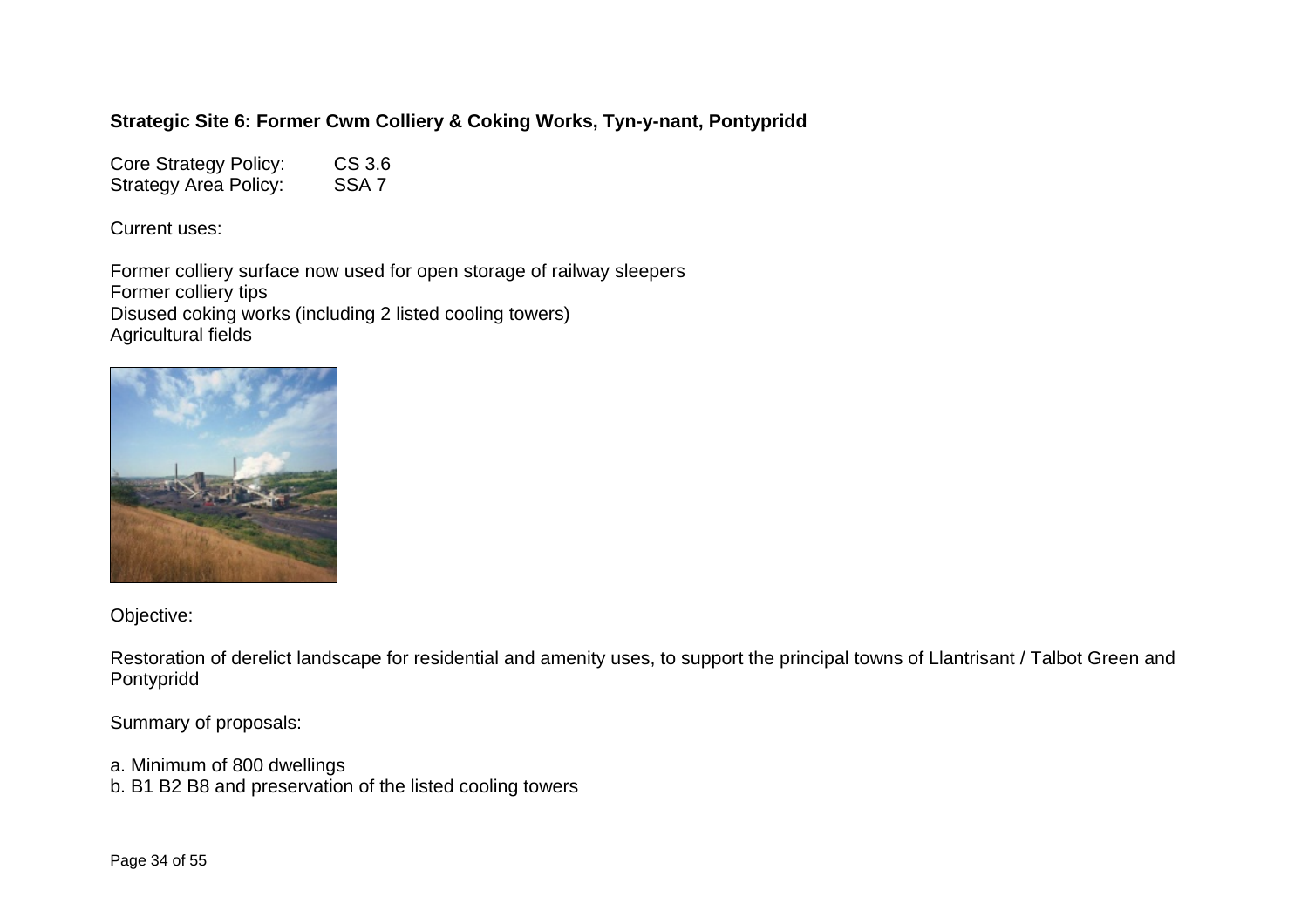**Strategic Site 6: Former Cwm Colliery & Coking Works, Tyn-y-nant, Pontypridd**

Core Strategy Policy: CS 3.6
Strategy Area Policy: SSA 7

Current uses:

Former colliery surface now used for open storage of railway sleepers
Former colliery tips
Disused coking works (including 2 listed cooling towers)
Agricultural fields

Objective:

Restoration of derelict landscape for residential and amenity uses, to support the principal towns of Llantrisant / Talbot Green and Pontypridd

Summary of proposals:

a. Minimum of 800 dwellings
b. B1 B2 B8 and preservation of the listed cooling towers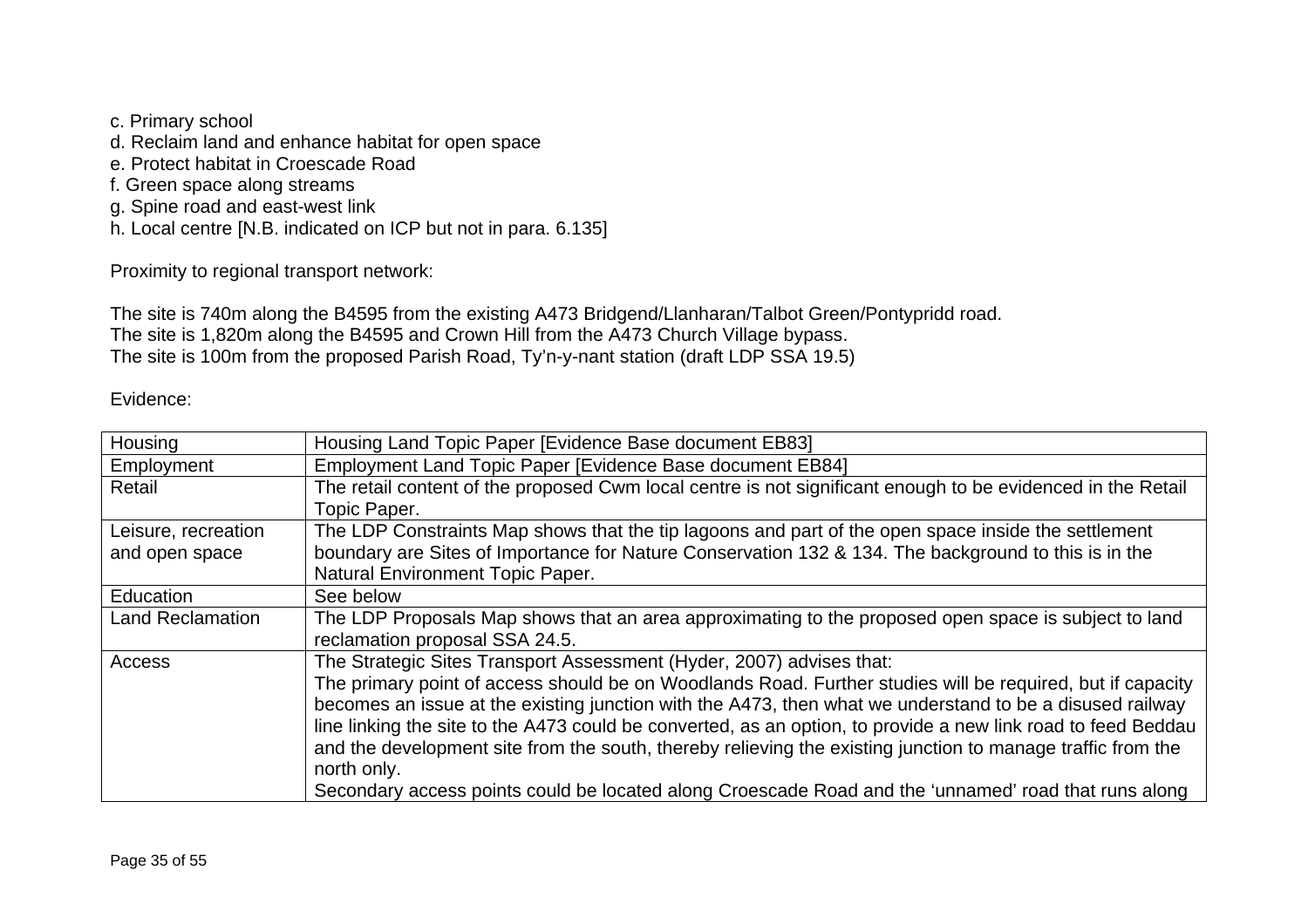c. Primary school
d. Reclaim land and enhance habitat for open space
e. Protect habitat in Croescade Road
f. Green space along streams
g. Spine road and east-west link
h. Local centre [N.B. indicated on ICP but not in para. 6.135]

Proximity to regional transport network:

The site is 740m along the B4595 from the existing A473 Bridgend/Llanharan/Talbot Green/Pontypridd road.
The site is 1,820m along the B4595 and Crown Hill from the A473 Church Village bypass.
The site is 100m from the proposed Parish Road, Ty'n-y-nant station (draft LDP SSA 19.5)

Evidence:

| | |
|---|---|
| Housing | Housing Land Topic Paper [Evidence Base document EB83] |
| Employment | Employment Land Topic Paper [Evidence Base document EB84] |
| Retail | The retail content of the proposed Cwm local centre is not significant enough to be evidenced in the Retail Topic Paper. |
| Leisure, recreation and open space | The LDP Constraints Map shows that the tip lagoons and part of the open space inside the settlement boundary are Sites of Importance for Nature Conservation 132 & 134. The background to this is in the Natural Environment Topic Paper. |
| Education | See below |
| Land Reclamation | The LDP Proposals Map shows that an area approximating to the proposed open space is subject to land reclamation proposal SSA 24.5. |
| Access | The Strategic Sites Transport Assessment (Hyder, 2007) advises that: The primary point of access should be on Woodlands Road. Further studies will be required, but if capacity becomes an issue at the existing junction with the A473, then what we understand to be a disused railway line linking the site to the A473 could be converted, as an option, to provide a new link road to feed Beddau and the development site from the south, thereby relieving the existing junction to manage traffic from the north only. Secondary access points could be located along Croescade Road and the 'unnamed' road that runs along |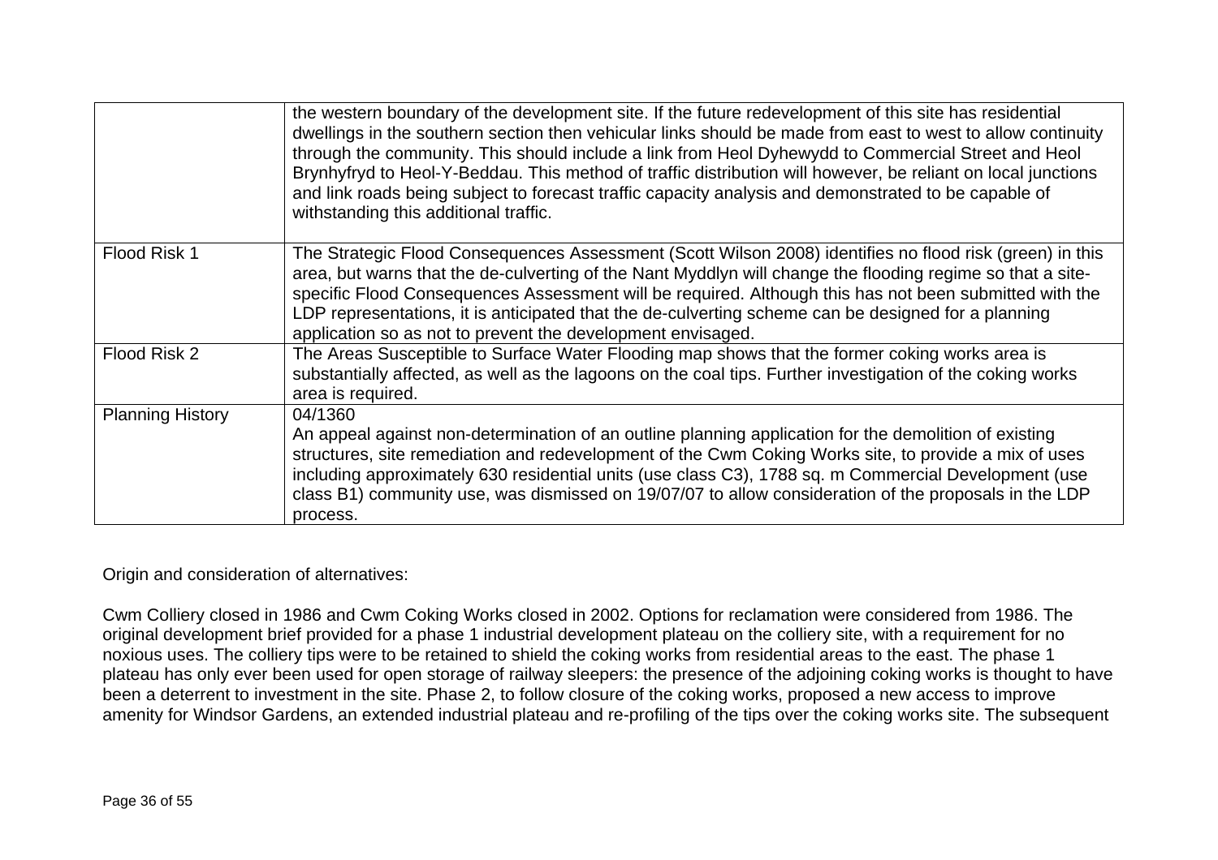| | |
|---|---|
| | the western boundary of the development site. If the future redevelopment of this site has residential dwellings in the southern section then vehicular links should be made from east to west to allow continuity through the community. This should include a link from Heol Dyhewydd to Commercial Street and Heol Brynhyfryd to Heol-Y-Beddau. This method of traffic distribution will however, be reliant on local junctions and link roads being subject to forecast traffic capacity analysis and demonstrated to be capable of withstanding this additional traffic. |
| Flood Risk 1 | The Strategic Flood Consequences Assessment (Scott Wilson 2008) identifies no flood risk (green) in this area, but warns that the de-culverting of the Nant Myddlyn will change the flooding regime so that a site-specific Flood Consequences Assessment will be required. Although this has not been submitted with the LDP representations, it is anticipated that the de-culverting scheme can be designed for a planning application so as not to prevent the development envisaged. |
| Flood Risk 2 | The Areas Susceptible to Surface Water Flooding map shows that the former coking works area is substantially affected, as well as the lagoons on the coal tips. Further investigation of the coking works area is required. |
| Planning History | 04/1360<br>An appeal against non-determination of an outline planning application for the demolition of existing structures, site remediation and redevelopment of the Cwm Coking Works site, to provide a mix of uses including approximately 630 residential units (use class C3), 1788 sq. m Commercial Development (use class B1) community use, was dismissed on 19/07/07 to allow consideration of the proposals in the LDP process. |

Origin and consideration of alternatives:

Cwm Colliery closed in 1986 and Cwm Coking Works closed in 2002. Options for reclamation were considered from 1986. The original development brief provided for a phase 1 industrial development plateau on the colliery site, with a requirement for no noxious uses. The colliery tips were to be retained to shield the coking works from residential areas to the east. The phase 1 plateau has only ever been used for open storage of railway sleepers: the presence of the adjoining coking works is thought to have been a deterrent to investment in the site. Phase 2, to follow closure of the coking works, proposed a new access to improve amenity for Windsor Gardens, an extended industrial plateau and re-profiling of the tips over the coking works site. The subsequent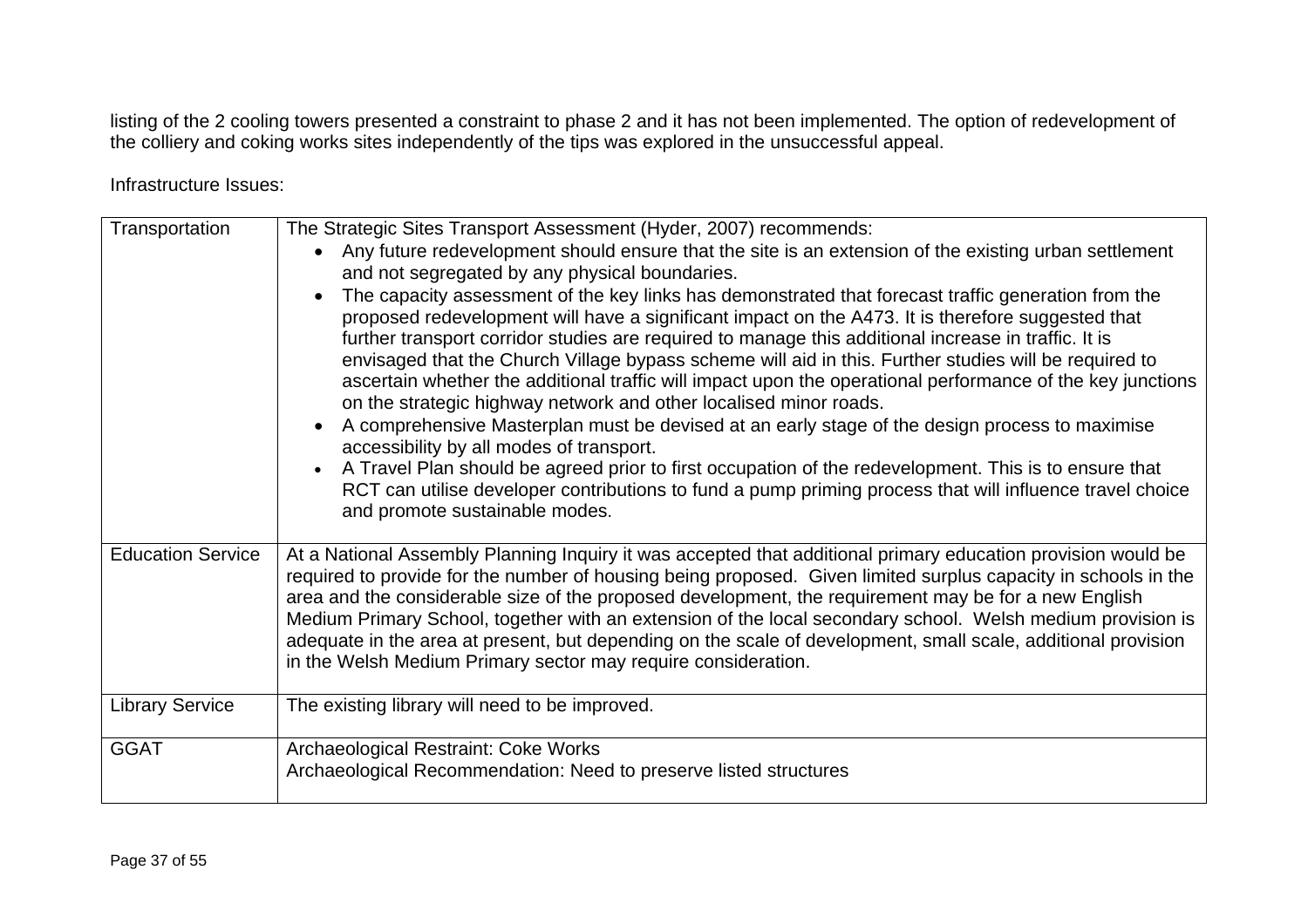listing of the 2 cooling towers presented a constraint to phase 2 and it has not been implemented. The option of redevelopment of the colliery and coking works sites independently of the tips was explored in the unsuccessful appeal.

Infrastructure Issues:

| | |
|---|---|
| Transportation | The Strategic Sites Transport Assessment (Hyder, 2007) recommends:<br>• Any future redevelopment should ensure that the site is an extension of the existing urban settlement and not segregated by any physical boundaries.<br>• The capacity assessment of the key links has demonstrated that forecast traffic generation from the proposed redevelopment will have a significant impact on the A473. It is therefore suggested that further transport corridor studies are required to manage this additional increase in traffic. It is envisaged that the Church Village bypass scheme will aid in this. Further studies will be required to ascertain whether the additional traffic will impact upon the operational performance of the key junctions on the strategic highway network and other localised minor roads.<br>• A comprehensive Masterplan must be devised at an early stage of the design process to maximise accessibility by all modes of transport.<br>• A Travel Plan should be agreed prior to first occupation of the redevelopment. This is to ensure that RCT can utilise developer contributions to fund a pump priming process that will influence travel choice and promote sustainable modes. |
| Education Service | At a National Assembly Planning Inquiry it was accepted that additional primary education provision would be required to provide for the number of housing being proposed. Given limited surplus capacity in schools in the area and the considerable size of the proposed development, the requirement may be for a new English Medium Primary School, together with an extension of the local secondary school. Welsh medium provision is adequate in the area at present, but depending on the scale of development, small scale, additional provision in the Welsh Medium Primary sector may require consideration. |
| Library Service | The existing library will need to be improved. |
| GGAT | Archaeological Restraint: Coke Works<br>Archaeological Recommendation: Need to preserve listed structures |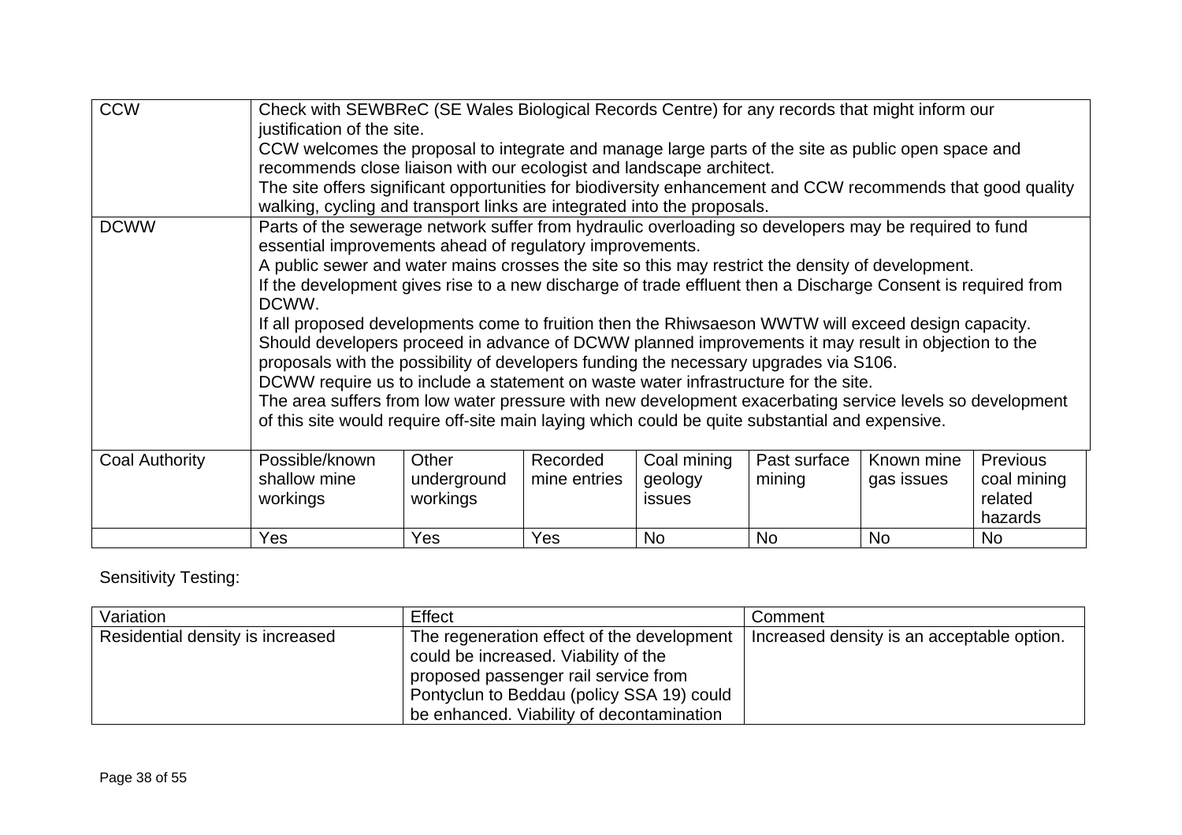| | | | | | | | |
|---|---|---|---|---|---|---|---|
| CCW | Check with SEWBReC (SE Wales Biological Records Centre) for any records that might inform our justification of the site.<br>CCW welcomes the proposal to integrate and manage large parts of the site as public open space and recommends close liaison with our ecologist and landscape architect.<br>The site offers significant opportunities for biodiversity enhancement and CCW recommends that good quality walking, cycling and transport links are integrated into the proposals. | | | | | | |
| DCWW | Parts of the sewerage network suffer from hydraulic overloading so developers may be required to fund essential improvements ahead of regulatory improvements.<br>A public sewer and water mains crosses the site so this may restrict the density of development.<br>If the development gives rise to a new discharge of trade effluent then a Discharge Consent is required from DCWW.<br>If all proposed developments come to fruition then the Rhiwsaeson WWTW will exceed design capacity.<br>Should developers proceed in advance of DCWW planned improvements it may result in objection to the proposals with the possibility of developers funding the necessary upgrades via S106.<br>DCWW require us to include a statement on waste water infrastructure for the site.<br>The area suffers from low water pressure with new development exacerbating service levels so development of this site would require off-site main laying which could be quite substantial and expensive. | | | | | | |
| Coal Authority | Possible/known shallow mine workings | Other underground workings | Recorded mine entries | Coal mining geology issues | Past surface mining | Known mine gas issues | Previous coal mining related hazards |
| | Yes | Yes | Yes | No | No | No | No |

Sensitivity Testing:

| Variation | Effect | Comment |
|---|---|---|
| Residential density is increased | The regeneration effect of the development could be increased. Viability of the proposed passenger rail service from Pontyclun to Beddau (policy SSA 19) could be enhanced. Viability of decontamination | Increased density is an acceptable option. |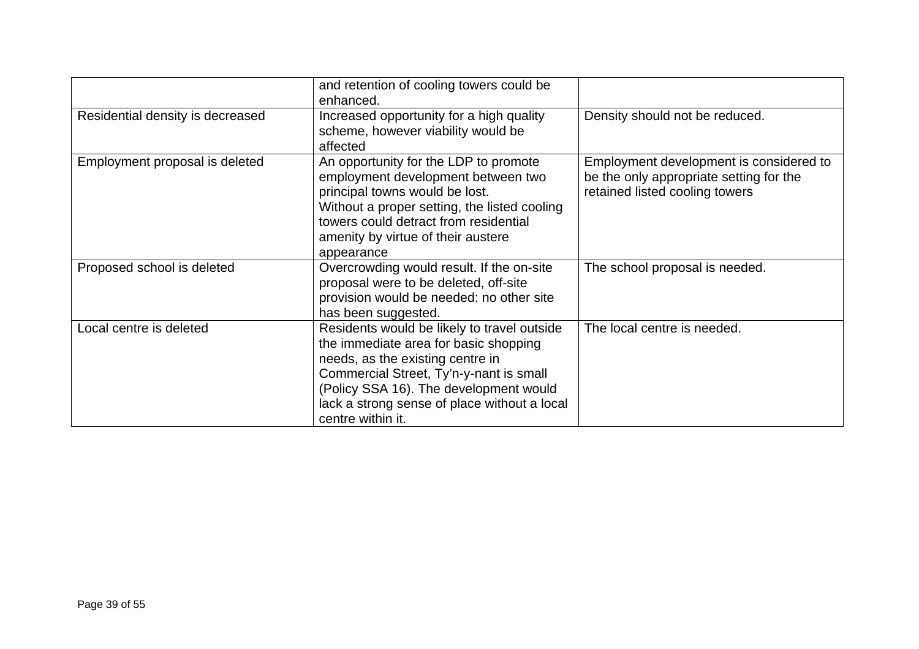| | | |
|---|---|---|
| | and retention of cooling towers could be enhanced. | |
| Residential density is decreased | Increased opportunity for a high quality scheme, however viability would be affected | Density should not be reduced. |
| Employment proposal is deleted | An opportunity for the LDP to promote employment development between two principal towns would be lost.<br>Without a proper setting, the listed cooling towers could detract from residential amenity by virtue of their austere appearance | Employment development is considered to be the only appropriate setting for the retained listed cooling towers |
| Proposed school is deleted | Overcrowding would result. If the on-site proposal were to be deleted, off-site provision would be needed: no other site has been suggested. | The school proposal is needed. |
| Local centre is deleted | Residents would be likely to travel outside the immediate area for basic shopping needs, as the existing centre in Commercial Street, Ty'n-y-nant is small (Policy SSA 16). The development would lack a strong sense of place without a local centre within it. | The local centre is needed. |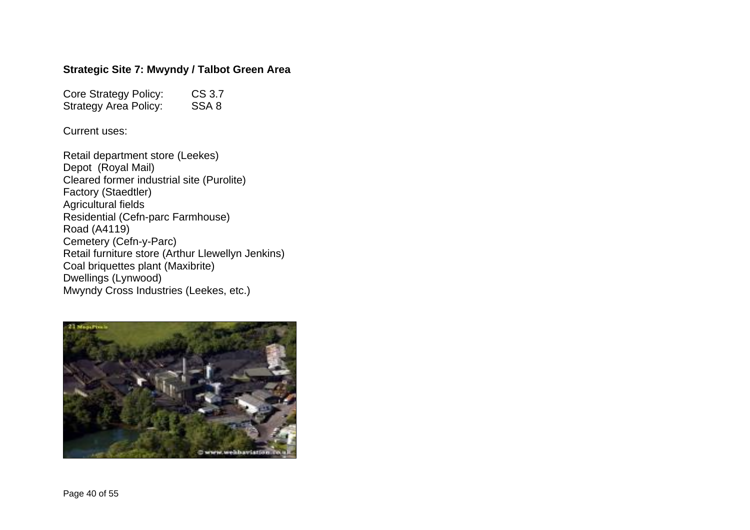**Strategic Site 7: Mwyndy / Talbot Green Area**

Core Strategy Policy: CS 3.7
Strategy Area Policy: SSA 8

Current uses:

Retail department store (Leekes)
Depot (Royal Mail)
Cleared former industrial site (Purolite)
Factory (Staedtler)
Agricultural fields
Residential (Cefn-parc Farmhouse)
Road (A4119)
Cemetery (Cefn-y-Parc)
Retail furniture store (Arthur Llewellyn Jenkins)
Coal briquettes plant (Maxibrite)
Dwellings (Lynwood)
Mwyndy Cross Industries (Leekes, etc.)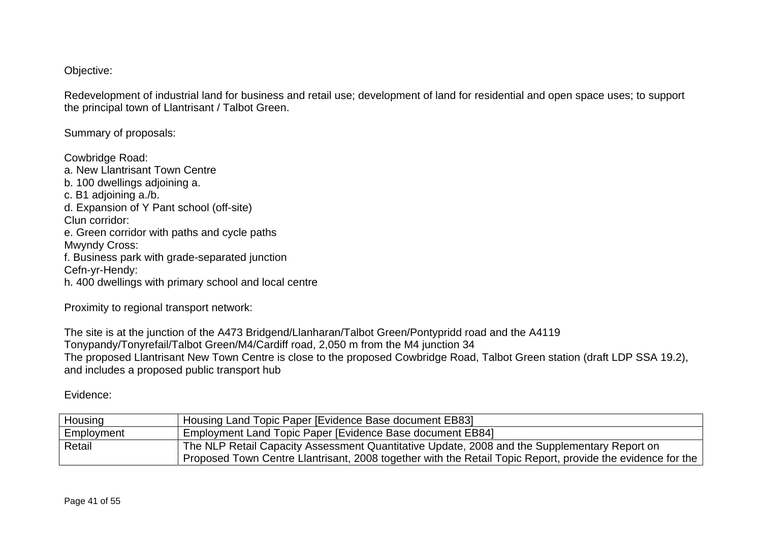Objective:

Redevelopment of industrial land for business and retail use; development of land for residential and open space uses; to support the principal town of Llantrisant / Talbot Green.

Summary of proposals:

Cowbridge Road:
a. New Llantrisant Town Centre
b. 100 dwellings adjoining a.
c. B1 adjoining a./b.
d. Expansion of Y Pant school (off-site)
Clun corridor:
e. Green corridor with paths and cycle paths
Mwyndy Cross:
f. Business park with grade-separated junction
Cefn-yr-Hendy:
h. 400 dwellings with primary school and local centre

Proximity to regional transport network:

The site is at the junction of the A473 Bridgend/Llanharan/Talbot Green/Pontypridd road and the A4119 Tonypandy/Tonyrefail/Talbot Green/M4/Cardiff road, 2,050 m from the M4 junction 34
The proposed Llantrisant New Town Centre is close to the proposed Cowbridge Road, Talbot Green station (draft LDP SSA 19.2), and includes a proposed public transport hub

Evidence:

| | |
|---|---|
| Housing | Housing Land Topic Paper [Evidence Base document EB83] |
| Employment | Employment Land Topic Paper [Evidence Base document EB84] |
| Retail | The NLP Retail Capacity Assessment Quantitative Update, 2008 and the Supplementary Report on Proposed Town Centre Llantrisant, 2008 together with the Retail Topic Report, provide the evidence for the |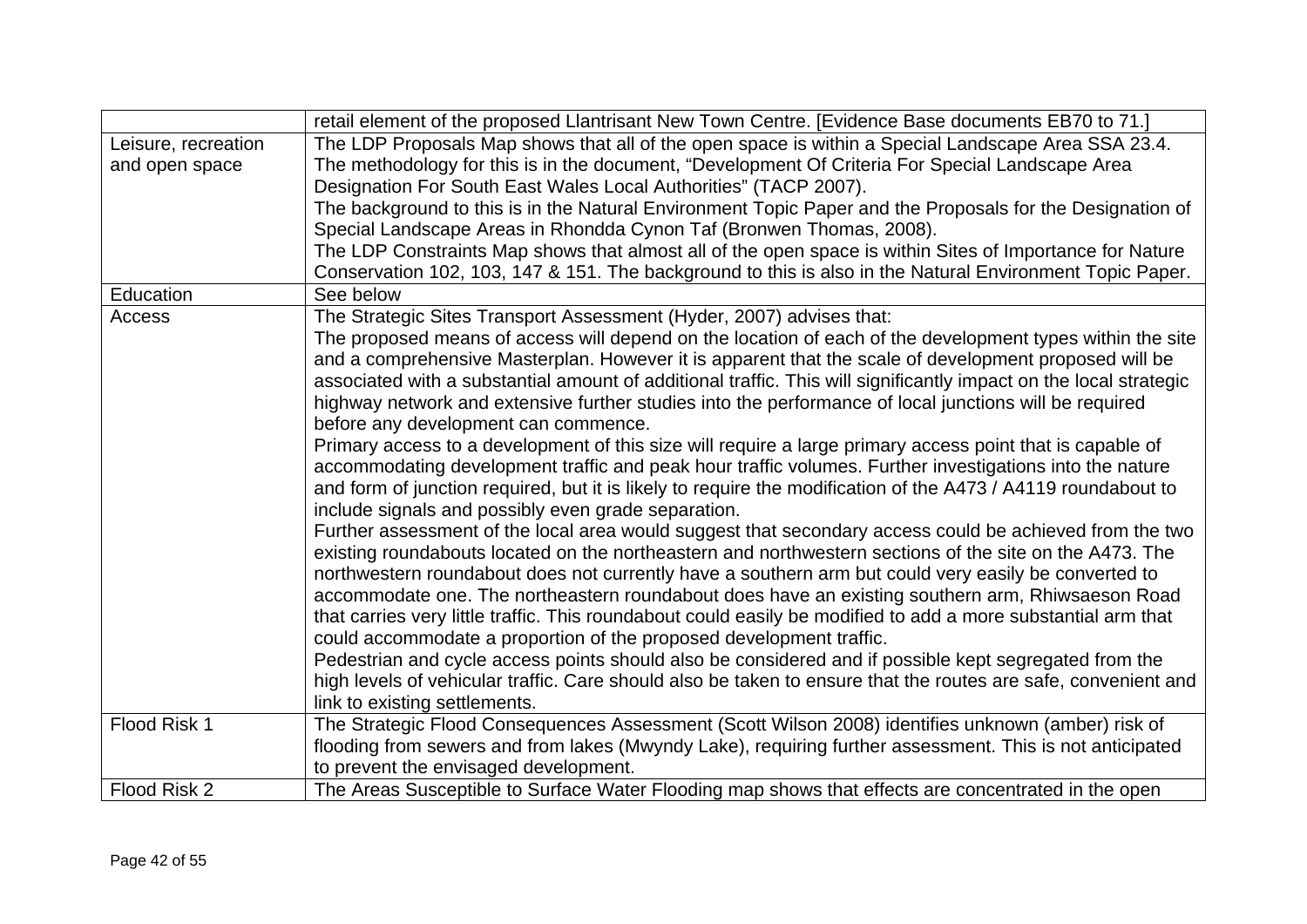| | |
|---|---|
| | retail element of the proposed Llantrisant New Town Centre. [Evidence Base documents EB70 to 71.] |
| Leisure, recreation and open space | The LDP Proposals Map shows that all of the open space is within a Special Landscape Area SSA 23.4. The methodology for this is in the document, "Development Of Criteria For Special Landscape Area Designation For South East Wales Local Authorities" (TACP 2007). The background to this is in the Natural Environment Topic Paper and the Proposals for the Designation of Special Landscape Areas in Rhondda Cynon Taf (Bronwen Thomas, 2008). The LDP Constraints Map shows that almost all of the open space is within Sites of Importance for Nature Conservation 102, 103, 147 & 151. The background to this is also in the Natural Environment Topic Paper. |
| Education | See below |
| Access | The Strategic Sites Transport Assessment (Hyder, 2007) advises that: The proposed means of access will depend on the location of each of the development types within the site and a comprehensive Masterplan. However it is apparent that the scale of development proposed will be associated with a substantial amount of additional traffic. This will significantly impact on the local strategic highway network and extensive further studies into the performance of local junctions will be required before any development can commence. Primary access to a development of this size will require a large primary access point that is capable of accommodating development traffic and peak hour traffic volumes. Further investigations into the nature and form of junction required, but it is likely to require the modification of the A473 / A4119 roundabout to include signals and possibly even grade separation. Further assessment of the local area would suggest that secondary access could be achieved from the two existing roundabouts located on the northeastern and northwestern sections of the site on the A473. The northwestern roundabout does not currently have a southern arm but could very easily be converted to accommodate one. The northeastern roundabout does have an existing southern arm, Rhiwsaeson Road that carries very little traffic. This roundabout could easily be modified to add a more substantial arm that could accommodate a proportion of the proposed development traffic. Pedestrian and cycle access points should also be considered and if possible kept segregated from the high levels of vehicular traffic. Care should also be taken to ensure that the routes are safe, convenient and link to existing settlements. |
| Flood Risk 1 | The Strategic Flood Consequences Assessment (Scott Wilson 2008) identifies unknown (amber) risk of flooding from sewers and from lakes (Mwyndy Lake), requiring further assessment. This is not anticipated to prevent the envisaged development. |
| Flood Risk 2 | The Areas Susceptible to Surface Water Flooding map shows that effects are concentrated in the open |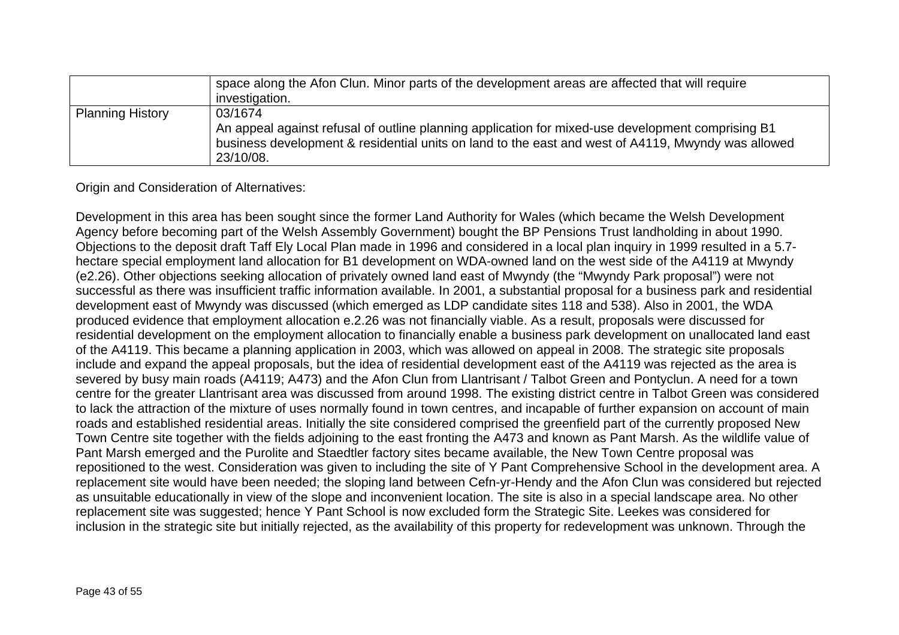|  |  |
|---|---|
|  | space along the Afon Clun. Minor parts of the development areas are affected that will require investigation. |
| Planning History | 03/1674<br>An appeal against refusal of outline planning application for mixed-use development comprising B1 business development & residential units on land to the east and west of A4119, Mwyndy was allowed 23/10/08. |

Origin and Consideration of Alternatives:

Development in this area has been sought since the former Land Authority for Wales (which became the Welsh Development Agency before becoming part of the Welsh Assembly Government) bought the BP Pensions Trust landholding in about 1990. Objections to the deposit draft Taff Ely Local Plan made in 1996 and considered in a local plan inquiry in 1999 resulted in a 5.7-hectare special employment land allocation for B1 development on WDA-owned land on the west side of the A4119 at Mwyndy (e2.26). Other objections seeking allocation of privately owned land east of Mwyndy (the "Mwyndy Park proposal") were not successful as there was insufficient traffic information available. In 2001, a substantial proposal for a business park and residential development east of Mwyndy was discussed (which emerged as LDP candidate sites 118 and 538). Also in 2001, the WDA produced evidence that employment allocation e.2.26 was not financially viable. As a result, proposals were discussed for residential development on the employment allocation to financially enable a business park development on unallocated land east of the A4119. This became a planning application in 2003, which was allowed on appeal in 2008. The strategic site proposals include and expand the appeal proposals, but the idea of residential development east of the A4119 was rejected as the area is severed by busy main roads (A4119; A473) and the Afon Clun from Llantrisant / Talbot Green and Pontyclun. A need for a town centre for the greater Llantrisant area was discussed from around 1998. The existing district centre in Talbot Green was considered to lack the attraction of the mixture of uses normally found in town centres, and incapable of further expansion on account of main roads and established residential areas. Initially the site considered comprised the greenfield part of the currently proposed New Town Centre site together with the fields adjoining to the east fronting the A473 and known as Pant Marsh. As the wildlife value of Pant Marsh emerged and the Purolite and Staedtler factory sites became available, the New Town Centre proposal was repositioned to the west. Consideration was given to including the site of Y Pant Comprehensive School in the development area. A replacement site would have been needed; the sloping land between Cefn-yr-Hendy and the Afon Clun was considered but rejected as unsuitable educationally in view of the slope and inconvenient location. The site is also in a special landscape area. No other replacement site was suggested; hence Y Pant School is now excluded form the Strategic Site. Leekes was considered for inclusion in the strategic site but initially rejected, as the availability of this property for redevelopment was unknown. Through the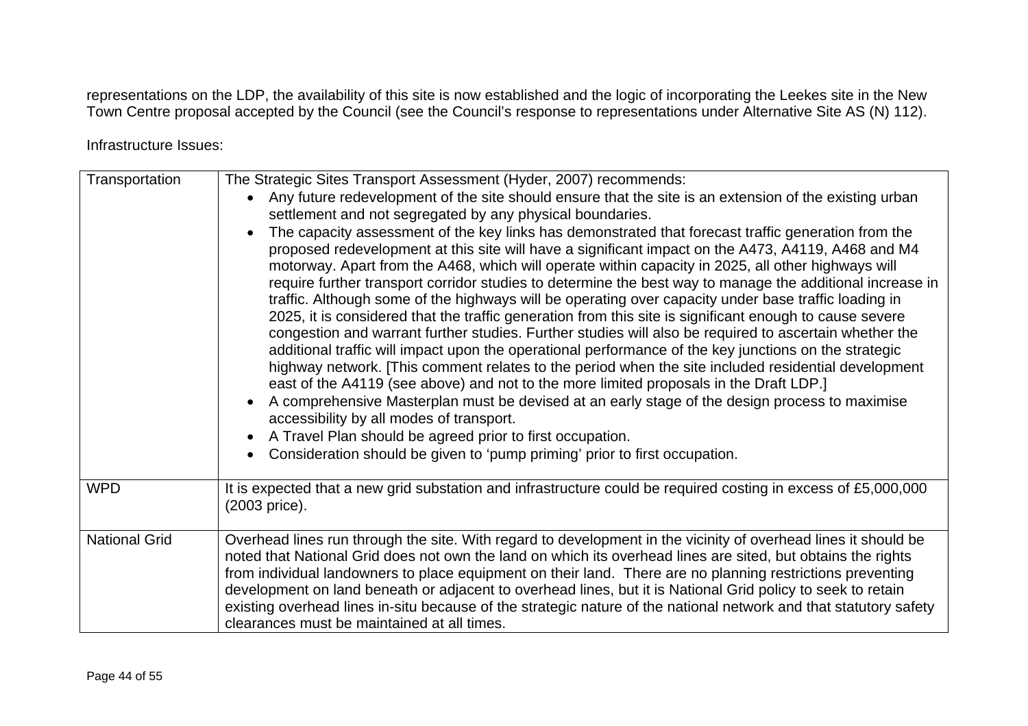representations on the LDP, the availability of this site is now established and the logic of incorporating the Leekes site in the New Town Centre proposal accepted by the Council (see the Council's response to representations under Alternative Site AS (N) 112).

Infrastructure Issues:

| | |
|---|---|
| Transportation | The Strategic Sites Transport Assessment (Hyder, 2007) recommends:<br>• Any future redevelopment of the site should ensure that the site is an extension of the existing urban settlement and not segregated by any physical boundaries.<br>• The capacity assessment of the key links has demonstrated that forecast traffic generation from the proposed redevelopment at this site will have a significant impact on the A473, A4119, A468 and M4 motorway. Apart from the A468, which will operate within capacity in 2025, all other highways will require further transport corridor studies to determine the best way to manage the additional increase in traffic. Although some of the highways will be operating over capacity under base traffic loading in 2025, it is considered that the traffic generation from this site is significant enough to cause severe congestion and warrant further studies. Further studies will also be required to ascertain whether the additional traffic will impact upon the operational performance of the key junctions on the strategic highway network. [This comment relates to the period when the site included residential development east of the A4119 (see above) and not to the more limited proposals in the Draft LDP.]<br>• A comprehensive Masterplan must be devised at an early stage of the design process to maximise accessibility by all modes of transport.<br>• A Travel Plan should be agreed prior to first occupation.<br>• Consideration should be given to 'pump priming' prior to first occupation. |
| WPD | It is expected that a new grid substation and infrastructure could be required costing in excess of £5,000,000 (2003 price). |
| National Grid | Overhead lines run through the site. With regard to development in the vicinity of overhead lines it should be noted that National Grid does not own the land on which its overhead lines are sited, but obtains the rights from individual landowners to place equipment on their land. There are no planning restrictions preventing development on land beneath or adjacent to overhead lines, but it is National Grid policy to seek to retain existing overhead lines in-situ because of the strategic nature of the national network and that statutory safety clearances must be maintained at all times. |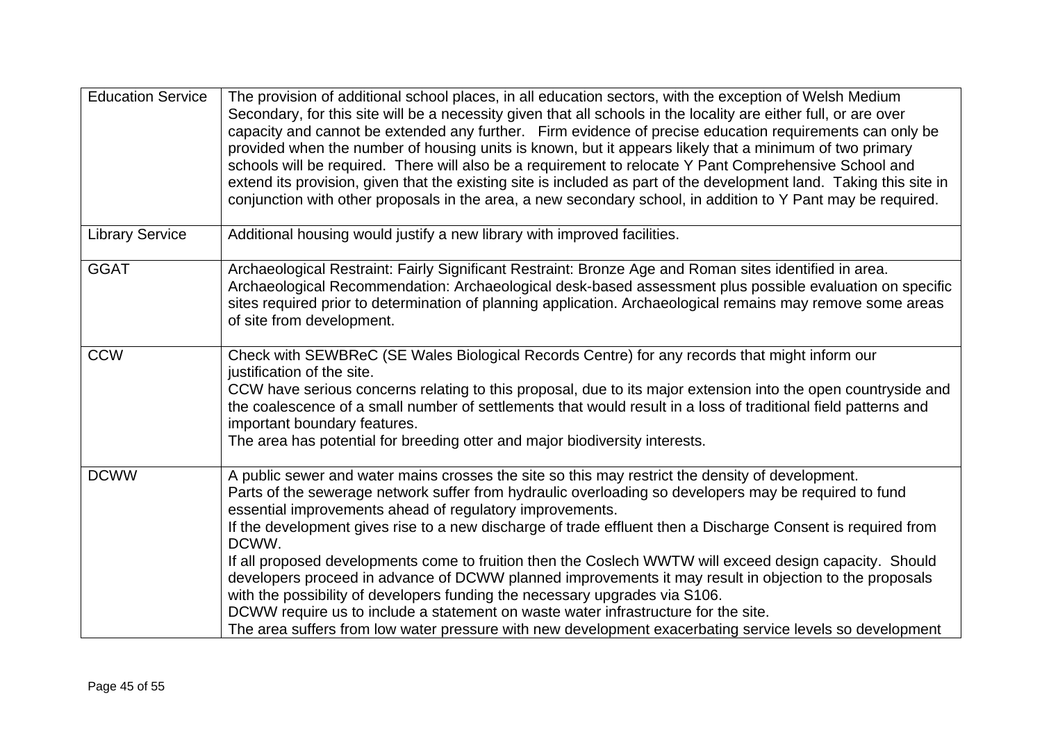| | |
|---|---|
| Education Service | The provision of additional school places, in all education sectors, with the exception of Welsh Medium Secondary, for this site will be a necessity given that all schools in the locality are either full, or are over capacity and cannot be extended any further. Firm evidence of precise education requirements can only be provided when the number of housing units is known, but it appears likely that a minimum of two primary schools will be required. There will also be a requirement to relocate Y Pant Comprehensive School and extend its provision, given that the existing site is included as part of the development land. Taking this site in conjunction with other proposals in the area, a new secondary school, in addition to Y Pant may be required. |
| Library Service | Additional housing would justify a new library with improved facilities. |
| GGAT | Archaeological Restraint: Fairly Significant Restraint: Bronze Age and Roman sites identified in area. Archaeological Recommendation: Archaeological desk-based assessment plus possible evaluation on specific sites required prior to determination of planning application. Archaeological remains may remove some areas of site from development. |
| CCW | Check with SEWBReC (SE Wales Biological Records Centre) for any records that might inform our justification of the site.<br>CCW have serious concerns relating to this proposal, due to its major extension into the open countryside and the coalescence of a small number of settlements that would result in a loss of traditional field patterns and important boundary features.<br>The area has potential for breeding otter and major biodiversity interests. |
| DCWW | A public sewer and water mains crosses the site so this may restrict the density of development.<br>Parts of the sewerage network suffer from hydraulic overloading so developers may be required to fund essential improvements ahead of regulatory improvements.<br>If the development gives rise to a new discharge of trade effluent then a Discharge Consent is required from DCWW.<br>If all proposed developments come to fruition then the Coslech WWTW will exceed design capacity. Should developers proceed in advance of DCWW planned improvements it may result in objection to the proposals with the possibility of developers funding the necessary upgrades via S106.<br>DCWW require us to include a statement on waste water infrastructure for the site.<br>The area suffers from low water pressure with new development exacerbating service levels so development |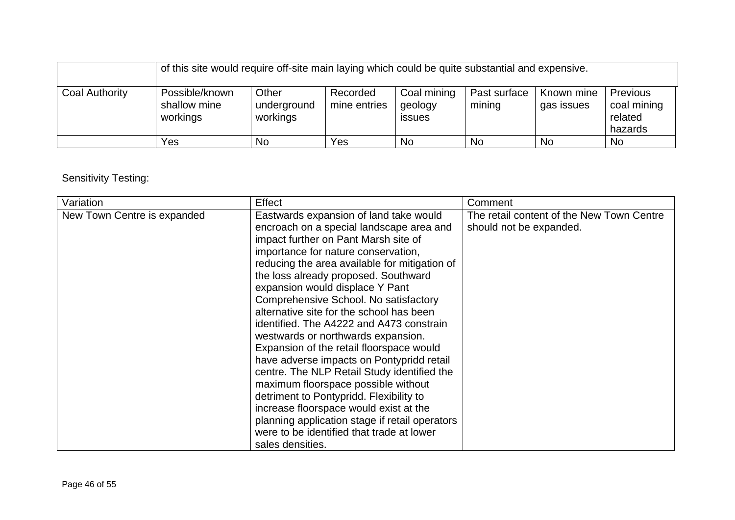| | | | | | | | |
|---|---|---|---|---|---|---|---|
| | of this site would require off-site main laying which could be quite substantial and expensive. | | | | | | |
| Coal Authority | Possible/known shallow mine workings | Other underground workings | Recorded mine entries | Coal mining geology issues | Past surface mining | Known mine gas issues | Previous coal mining related hazards |
| | Yes | No | Yes | No | No | No | No |

Sensitivity Testing:

| Variation | Effect | Comment |
|---|---|---|
| New Town Centre is expanded | Eastwards expansion of land take would encroach on a special landscape area and impact further on Pant Marsh site of importance for nature conservation, reducing the area available for mitigation of the loss already proposed. Southward expansion would displace Y Pant Comprehensive School. No satisfactory alternative site for the school has been identified. The A4222 and A473 constrain westwards or northwards expansion. Expansion of the retail floorspace would have adverse impacts on Pontypridd retail centre. The NLP Retail Study identified the maximum floorspace possible without detriment to Pontypridd. Flexibility to increase floorspace would exist at the planning application stage if retail operators were to be identified that trade at lower sales densities. | The retail content of the New Town Centre should not be expanded. |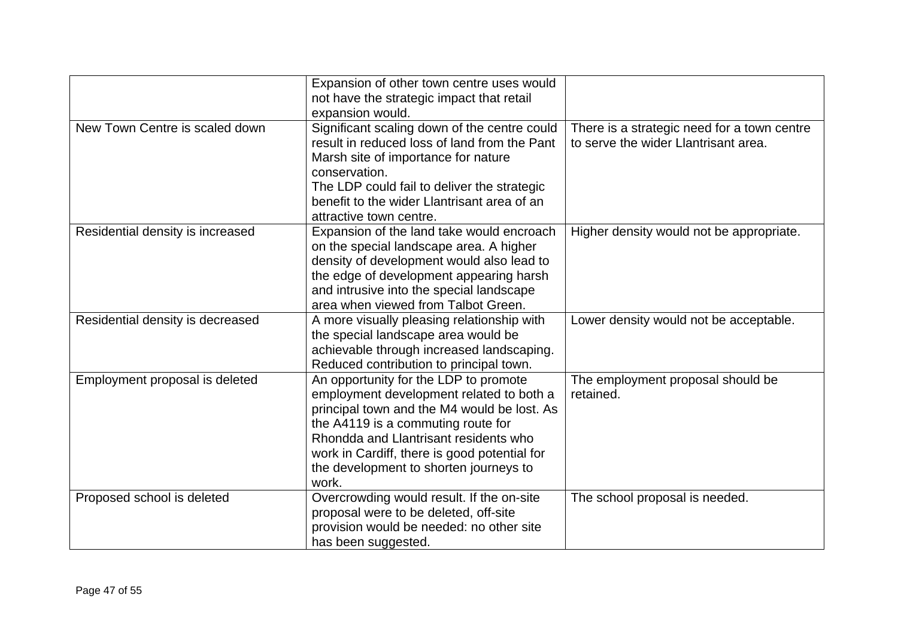| | | |
|---|---|---|
| | Expansion of other town centre uses would not have the strategic impact that retail expansion would. | |
| New Town Centre is scaled down | Significant scaling down of the centre could result in reduced loss of land from the Pant Marsh site of importance for nature conservation.<br>The LDP could fail to deliver the strategic benefit to the wider Llantrisant area of an attractive town centre. | There is a strategic need for a town centre to serve the wider Llantrisant area. |
| Residential density is increased | Expansion of the land take would encroach on the special landscape area. A higher density of development would also lead to the edge of development appearing harsh and intrusive into the special landscape area when viewed from Talbot Green. | Higher density would not be appropriate. |
| Residential density is decreased | A more visually pleasing relationship with the special landscape area would be achievable through increased landscaping. Reduced contribution to principal town. | Lower density would not be acceptable. |
| Employment proposal is deleted | An opportunity for the LDP to promote employment development related to both a principal town and the M4 would be lost. As the A4119 is a commuting route for Rhondda and Llantrisant residents who work in Cardiff, there is good potential for the development to shorten journeys to work. | The employment proposal should be retained. |
| Proposed school is deleted | Overcrowding would result. If the on-site proposal were to be deleted, off-site provision would be needed: no other site has been suggested. | The school proposal is needed. |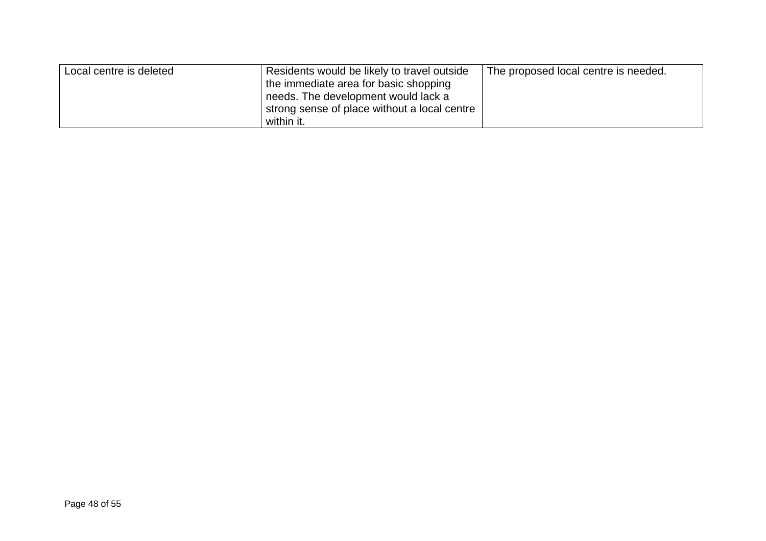| | | |
|---|---|---|
| Local centre is deleted | Residents would be likely to travel outside the immediate area for basic shopping needs. The development would lack a strong sense of place without a local centre within it. | The proposed local centre is needed. |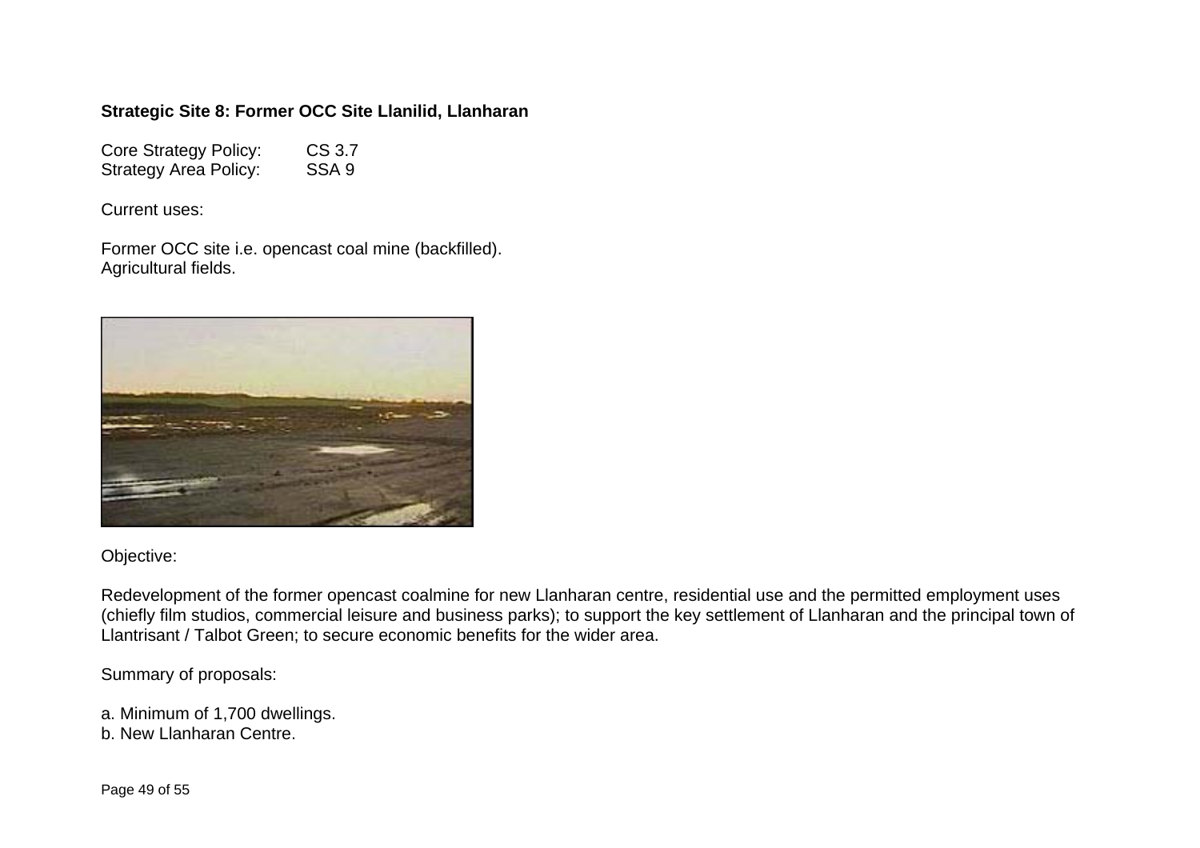**Strategic Site 8: Former OCC Site Llanilid, Llanharan**

Core Strategy Policy: CS 3.7
Strategy Area Policy: SSA 9

Current uses:

Former OCC site i.e. opencast coal mine (backfilled).
Agricultural fields.

Objective:

Redevelopment of the former opencast coalmine for new Llanharan centre, residential use and the permitted employment uses (chiefly film studios, commercial leisure and business parks); to support the key settlement of Llanharan and the principal town of Llantrisant / Talbot Green; to secure economic benefits for the wider area.

Summary of proposals:

a. Minimum of 1,700 dwellings.
b. New Llanharan Centre.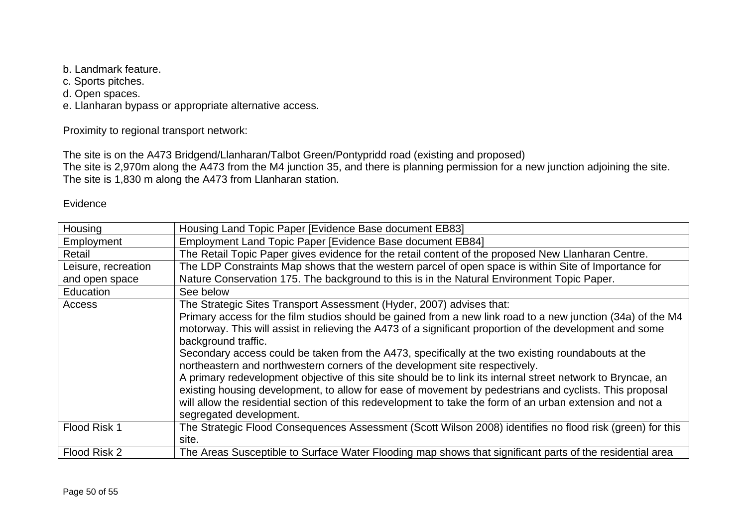b. Landmark feature.
c. Sports pitches.
d. Open spaces.
e. Llanharan bypass or appropriate alternative access.

Proximity to regional transport network:

The site is on the A473 Bridgend/Llanharan/Talbot Green/Pontypridd road (existing and proposed)
The site is 2,970m along the A473 from the M4 junction 35, and there is planning permission for a new junction adjoining the site.
The site is 1,830 m along the A473 from Llanharan station.

Evidence

| | |
|---|---|
| Housing | Housing Land Topic Paper [Evidence Base document EB83] |
| Employment | Employment Land Topic Paper [Evidence Base document EB84] |
| Retail | The Retail Topic Paper gives evidence for the retail content of the proposed New Llanharan Centre. |
| Leisure, recreation and open space | The LDP Constraints Map shows that the western parcel of open space is within Site of Importance for Nature Conservation 175. The background to this is in the Natural Environment Topic Paper. |
| Education | See below |
| Access | The Strategic Sites Transport Assessment (Hyder, 2007) advises that:<br>Primary access for the film studios should be gained from a new link road to a new junction (34a) of the M4 motorway. This will assist in relieving the A473 of a significant proportion of the development and some background traffic.<br>Secondary access could be taken from the A473, specifically at the two existing roundabouts at the northeastern and northwestern corners of the development site respectively.<br>A primary redevelopment objective of this site should be to link its internal street network to Bryncae, an existing housing development, to allow for ease of movement by pedestrians and cyclists. This proposal will allow the residential section of this redevelopment to take the form of an urban extension and not a segregated development. |
| Flood Risk 1 | The Strategic Flood Consequences Assessment (Scott Wilson 2008) identifies no flood risk (green) for this site. |
| Flood Risk 2 | The Areas Susceptible to Surface Water Flooding map shows that significant parts of the residential area |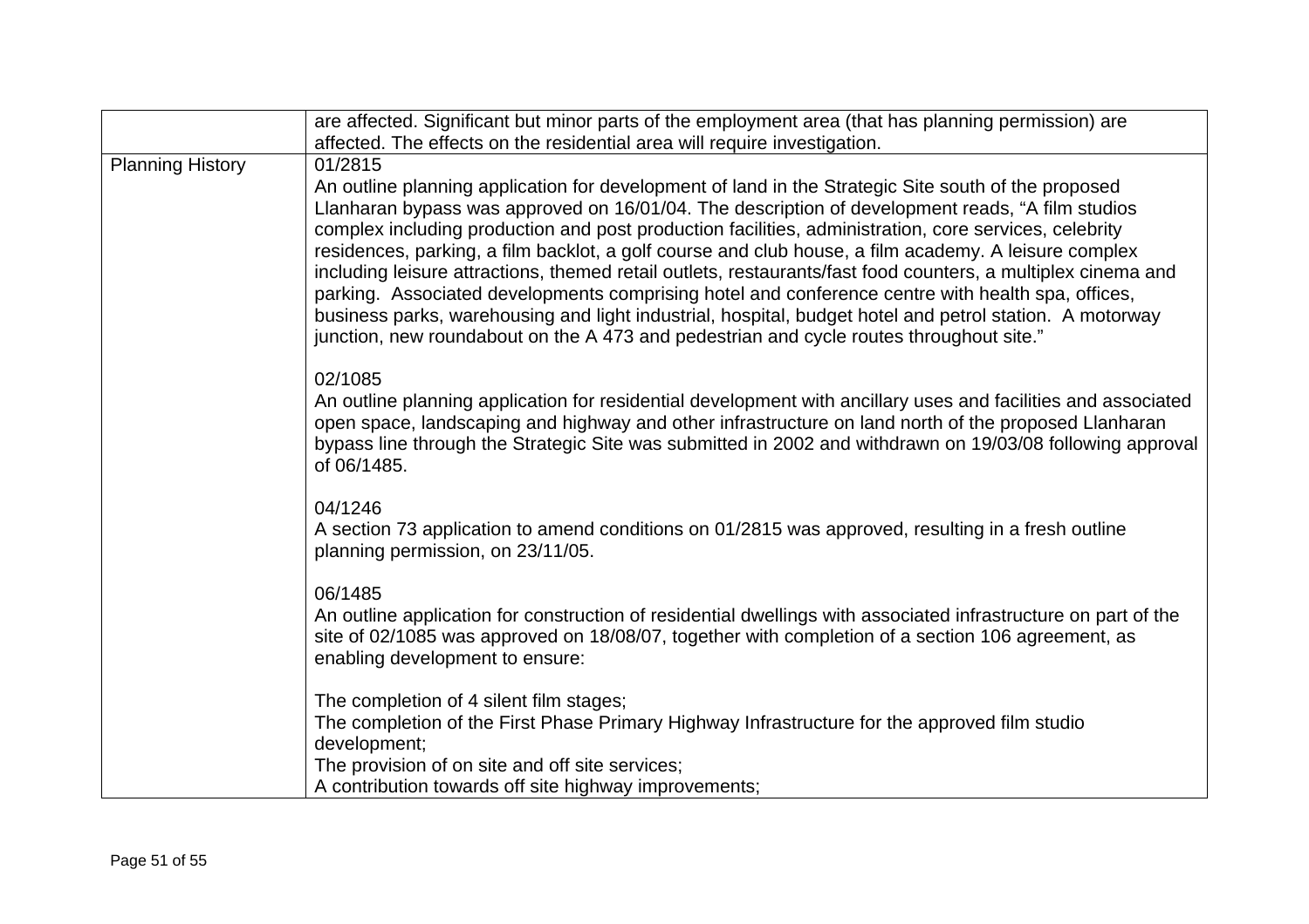| | |
|---|---|
| | are affected. Significant but minor parts of the employment area (that has planning permission) are affected. The effects on the residential area will require investigation. |
| Planning History | 01/2815<br>An outline planning application for development of land in the Strategic Site south of the proposed Llanharan bypass was approved on 16/01/04. The description of development reads, “A film studios complex including production and post production facilities, administration, core services, celebrity residences, parking, a film backlot, a golf course and club house, a film academy. A leisure complex including leisure attractions, themed retail outlets, restaurants/fast food counters, a multiplex cinema and parking. Associated developments comprising hotel and conference centre with health spa, offices, business parks, warehousing and light industrial, hospital, budget hotel and petrol station. A motorway junction, new roundabout on the A 473 and pedestrian and cycle routes throughout site.”<br><br>02/1085<br>An outline planning application for residential development with ancillary uses and facilities and associated open space, landscaping and highway and other infrastructure on land north of the proposed Llanharan bypass line through the Strategic Site was submitted in 2002 and withdrawn on 19/03/08 following approval of 06/1485.<br><br>04/1246<br>A section 73 application to amend conditions on 01/2815 was approved, resulting in a fresh outline planning permission, on 23/11/05.<br><br>06/1485<br>An outline application for construction of residential dwellings with associated infrastructure on part of the site of 02/1085 was approved on 18/08/07, together with completion of a section 106 agreement, as enabling development to ensure:<br><br>The completion of 4 silent film stages;<br>The completion of the First Phase Primary Highway Infrastructure for the approved film studio development;<br>The provision of on site and off site services;<br>A contribution towards off site highway improvements; |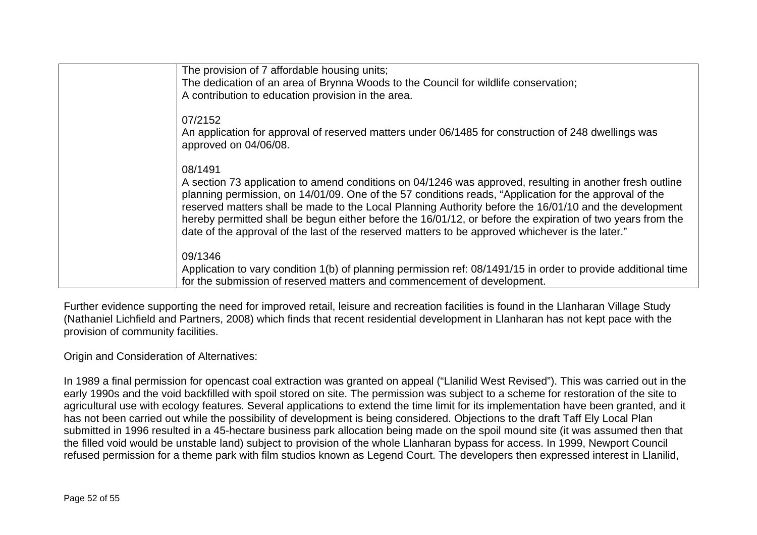| | |
|---|---|
| | The provision of 7 affordable housing units;<br>The dedication of an area of Brynna Woods to the Council for wildlife conservation;<br>A contribution to education provision in the area.<br><br>07/2152<br>An application for approval of reserved matters under 06/1485 for construction of 248 dwellings was approved on 04/06/08.<br><br>08/1491<br>A section 73 application to amend conditions on 04/1246 was approved, resulting in another fresh outline planning permission, on 14/01/09. One of the 57 conditions reads, "Application for the approval of the reserved matters shall be made to the Local Planning Authority before the 16/01/10 and the development hereby permitted shall be begun either before the 16/01/12, or before the expiration of two years from the date of the approval of the last of the reserved matters to be approved whichever is the later."<br><br>09/1346<br>Application to vary condition 1(b) of planning permission ref: 08/1491/15 in order to provide additional time for the submission of reserved matters and commencement of development. |

Further evidence supporting the need for improved retail, leisure and recreation facilities is found in the Llanharan Village Study (Nathaniel Lichfield and Partners, 2008) which finds that recent residential development in Llanharan has not kept pace with the provision of community facilities.

Origin and Consideration of Alternatives:

In 1989 a final permission for opencast coal extraction was granted on appeal ("Llanilid West Revised"). This was carried out in the early 1990s and the void backfilled with spoil stored on site. The permission was subject to a scheme for restoration of the site to agricultural use with ecology features. Several applications to extend the time limit for its implementation have been granted, and it has not been carried out while the possibility of development is being considered. Objections to the draft Taff Ely Local Plan submitted in 1996 resulted in a 45-hectare business park allocation being made on the spoil mound site (it was assumed then that the filled void would be unstable land) subject to provision of the whole Llanharan bypass for access. In 1999, Newport Council refused permission for a theme park with film studios known as Legend Court. The developers then expressed interest in Llanilid,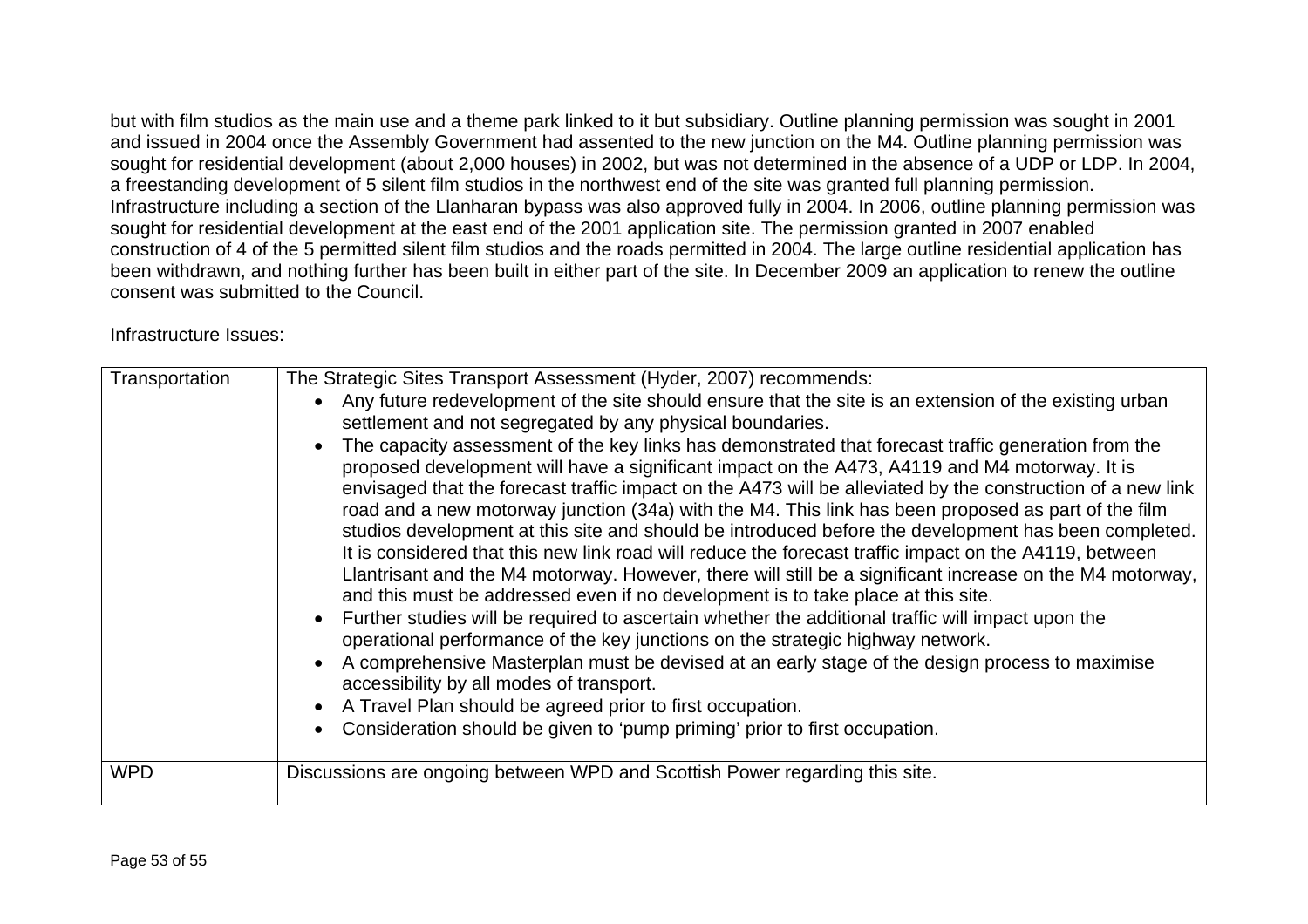but with film studios as the main use and a theme park linked to it but subsidiary. Outline planning permission was sought in 2001 and issued in 2004 once the Assembly Government had assented to the new junction on the M4. Outline planning permission was sought for residential development (about 2,000 houses) in 2002, but was not determined in the absence of a UDP or LDP. In 2004, a freestanding development of 5 silent film studios in the northwest end of the site was granted full planning permission. Infrastructure including a section of the Llanharan bypass was also approved fully in 2004. In 2006, outline planning permission was sought for residential development at the east end of the 2001 application site. The permission granted in 2007 enabled construction of 4 of the 5 permitted silent film studios and the roads permitted in 2004. The large outline residential application has been withdrawn, and nothing further has been built in either part of the site. In December 2009 an application to renew the outline consent was submitted to the Council.

Infrastructure Issues:

| | |
|---|---|
| Transportation | The Strategic Sites Transport Assessment (Hyder, 2007) recommends:<br>• Any future redevelopment of the site should ensure that the site is an extension of the existing urban settlement and not segregated by any physical boundaries.<br>• The capacity assessment of the key links has demonstrated that forecast traffic generation from the proposed development will have a significant impact on the A473, A4119 and M4 motorway. It is envisaged that the forecast traffic impact on the A473 will be alleviated by the construction of a new link road and a new motorway junction (34a) with the M4. This link has been proposed as part of the film studios development at this site and should be introduced before the development has been completed. It is considered that this new link road will reduce the forecast traffic impact on the A4119, between Llantrisant and the M4 motorway. However, there will still be a significant increase on the M4 motorway, and this must be addressed even if no development is to take place at this site.<br>• Further studies will be required to ascertain whether the additional traffic will impact upon the operational performance of the key junctions on the strategic highway network.<br>• A comprehensive Masterplan must be devised at an early stage of the design process to maximise accessibility by all modes of transport.<br>• A Travel Plan should be agreed prior to first occupation.<br>• Consideration should be given to 'pump priming' prior to first occupation. |
| WPD | Discussions are ongoing between WPD and Scottish Power regarding this site. |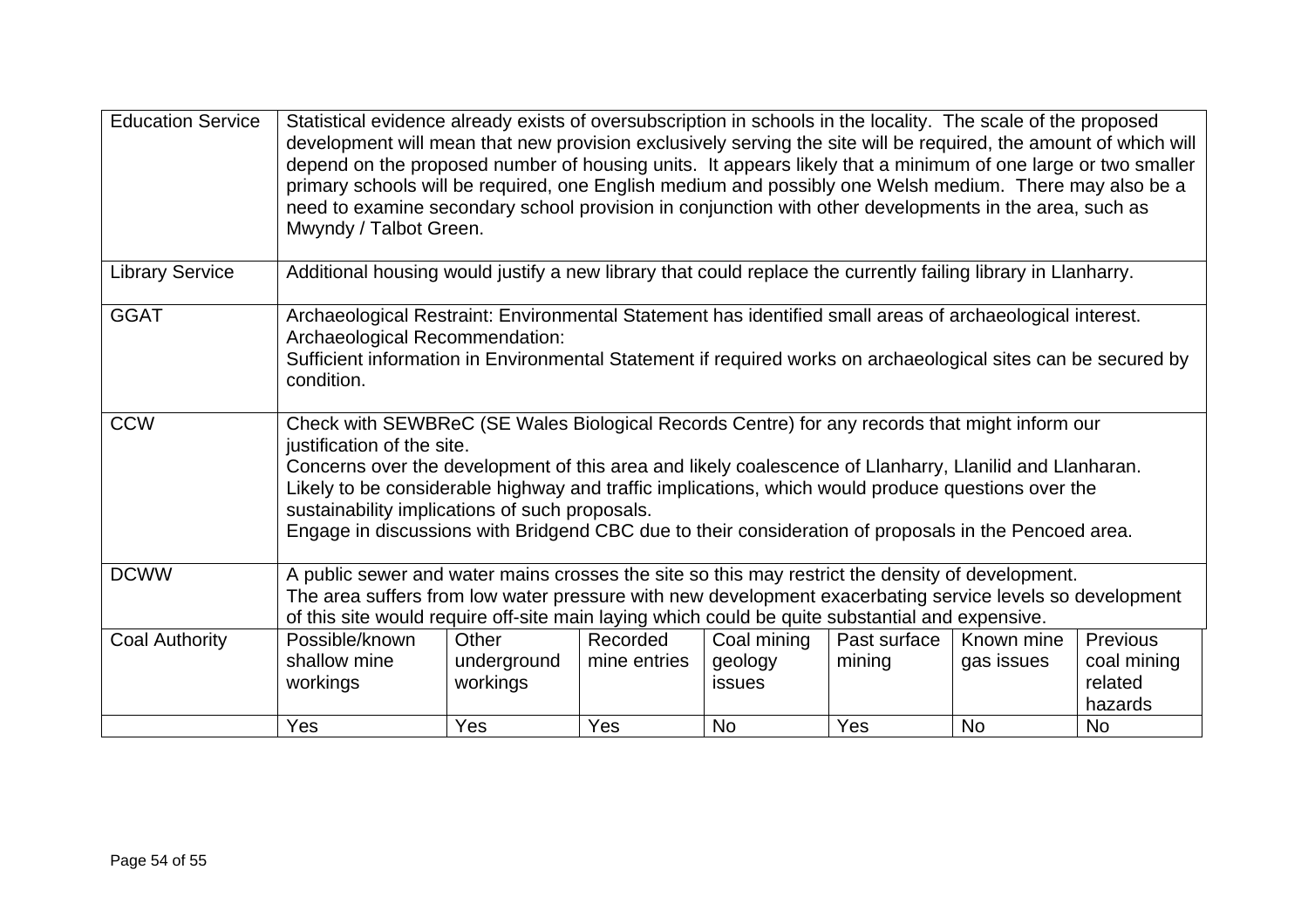| | | | | | | | |
|---|---|---|---|---|---|---|---|
| Education Service | Statistical evidence already exists of oversubscription in schools in the locality. The scale of the proposed development will mean that new provision exclusively serving the site will be required, the amount of which will depend on the proposed number of housing units. It appears likely that a minimum of one large or two smaller primary schools will be required, one English medium and possibly one Welsh medium. There may also be a need to examine secondary school provision in conjunction with other developments in the area, such as Mwyndy / Talbot Green. | | | | | | |
| Library Service | Additional housing would justify a new library that could replace the currently failing library in Llanharry. | | | | | | |
| GGAT | Archaeological Restraint: Environmental Statement has identified small areas of archaeological interest.<br>Archaeological Recommendation:<br>Sufficient information in Environmental Statement if required works on archaeological sites can be secured by condition. | | | | | | |
| CCW | Check with SEWBReC (SE Wales Biological Records Centre) for any records that might inform our justification of the site.<br>Concerns over the development of this area and likely coalescence of Llanharry, Llanilid and Llanharan.<br>Likely to be considerable highway and traffic implications, which would produce questions over the sustainability implications of such proposals.<br>Engage in discussions with Bridgend CBC due to their consideration of proposals in the Pencoed area. | | | | | | |
| DCWW | A public sewer and water mains crosses the site so this may restrict the density of development.<br>The area suffers from low water pressure with new development exacerbating service levels so development of this site would require off-site main laying which could be quite substantial and expensive. | | | | | | |
| Coal Authority | Possible/known shallow mine workings | Other underground workings | Recorded mine entries | Coal mining geology issues | Past surface mining | Known mine gas issues | Previous coal mining related hazards |
| | Yes | Yes | Yes | No | Yes | No | No |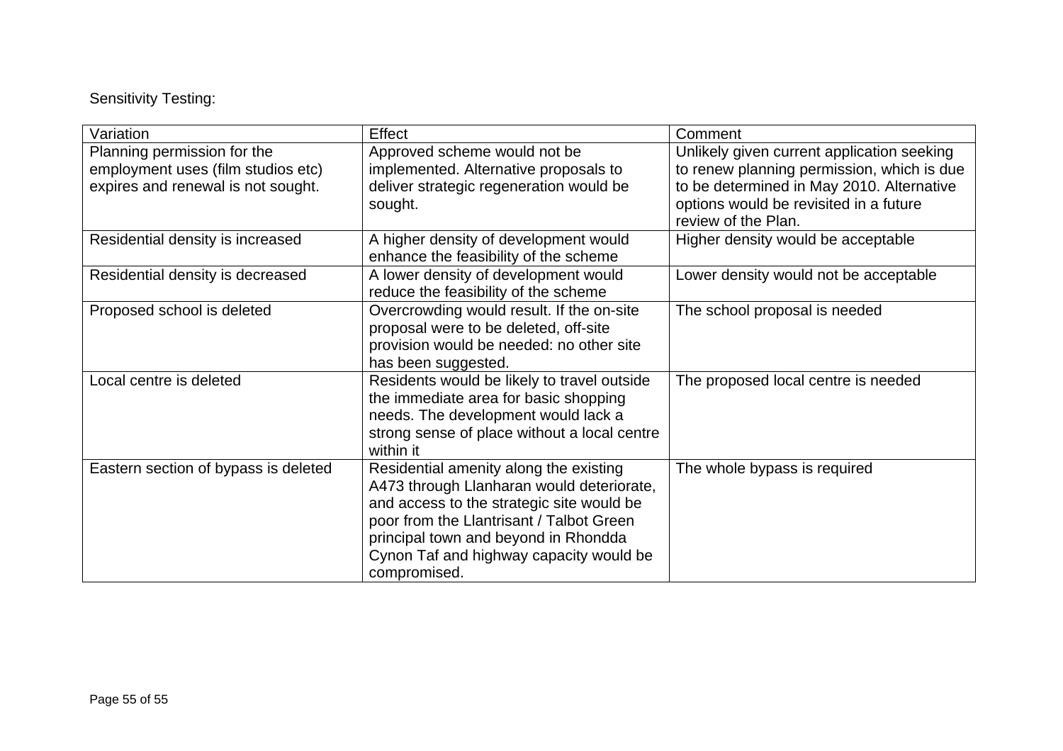Sensitivity Testing:

| Variation | Effect | Comment |
|---|---|---|
| Planning permission for the employment uses (film studios etc) expires and renewal is not sought. | Approved scheme would not be implemented. Alternative proposals to deliver strategic regeneration would be sought. | Unlikely given current application seeking to renew planning permission, which is due to be determined in May 2010. Alternative options would be revisited in a future review of the Plan. |
| Residential density is increased | A higher density of development would enhance the feasibility of the scheme | Higher density would be acceptable |
| Residential density is decreased | A lower density of development would reduce the feasibility of the scheme | Lower density would not be acceptable |
| Proposed school is deleted | Overcrowding would result. If the on-site proposal were to be deleted, off-site provision would be needed: no other site has been suggested. | The school proposal is needed |
| Local centre is deleted | Residents would be likely to travel outside the immediate area for basic shopping needs. The development would lack a strong sense of place without a local centre within it | The proposed local centre is needed |
| Eastern section of bypass is deleted | Residential amenity along the existing A473 through Llanharan would deteriorate, and access to the strategic site would be poor from the Llantrisant / Talbot Green principal town and beyond in Rhondda Cynon Taf and highway capacity would be compromised. | The whole bypass is required |